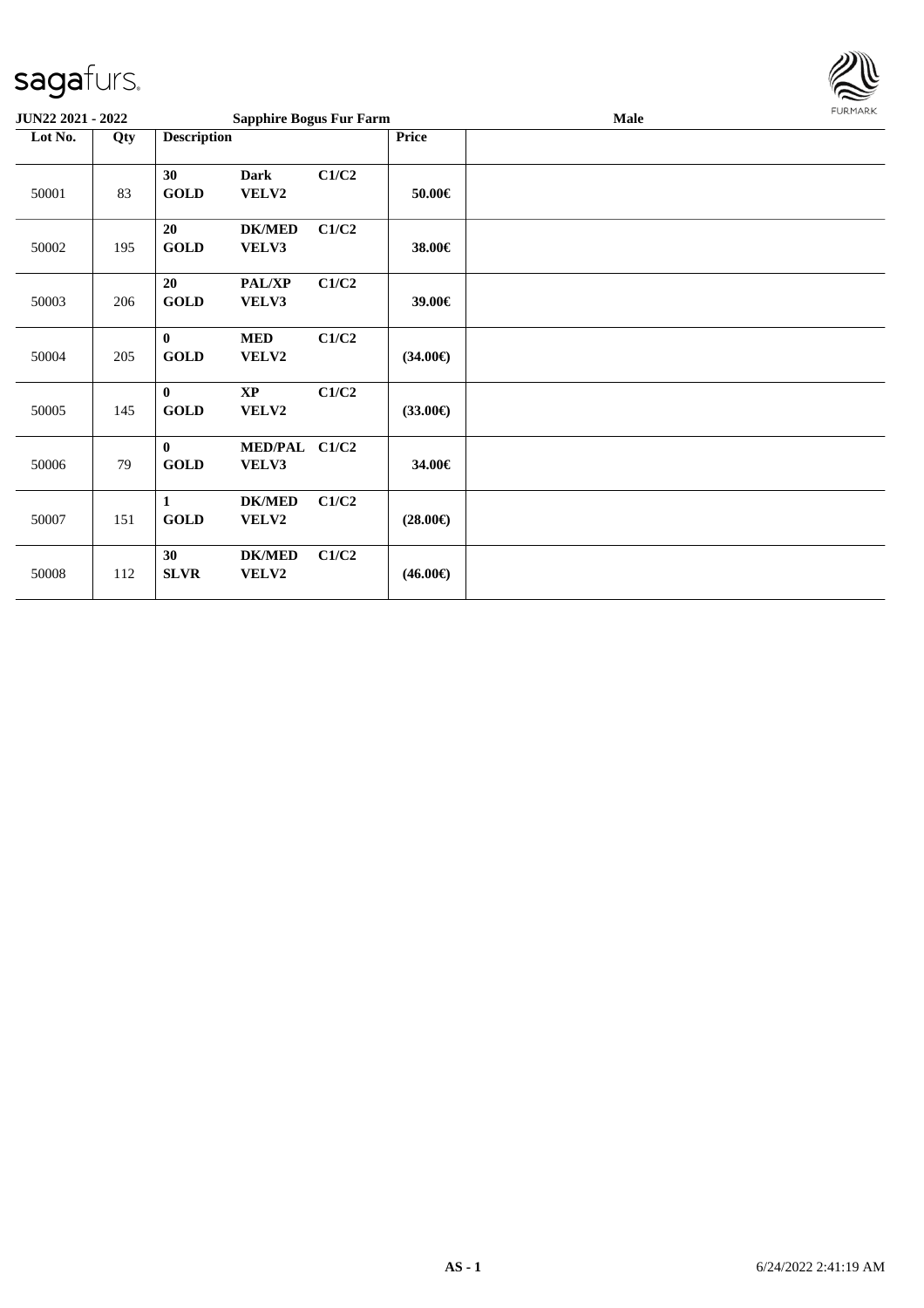sagafurs.

| JUN22 2021 - 2022 | | Sapphire Bogus Fur Farm | | | | Male |
|---|---|---|---|---|---|---|
| Lot No. | Qty | Description | | | Price | |
| 50001 | 83 | 30 GOLD | Dark VELV2 | C1/C2 | 50.00€ | |
| 50002 | 195 | 20 GOLD | DK/MED VELV3 | C1/C2 | 38.00€ | |
| 50003 | 206 | 20 GOLD | PAL/XP VELV3 | C1/C2 | 39.00€ | |
| 50004 | 205 | 0 GOLD | MED VELV2 | C1/C2 | (34.00€) | |
| 50005 | 145 | 0 GOLD | XP VELV2 | C1/C2 | (33.00€) | |
| 50006 | 79 | 0 GOLD | MED/PAL VELV3 | C1/C2 | 34.00€ | |
| 50007 | 151 | 1 GOLD | DK/MED VELV2 | C1/C2 | (28.00€) | |
| 50008 | 112 | 30 SLVR | DK/MED VELV2 | C1/C2 | (46.00€) | |

AS - 1 6/24/2022 2:41:19 AM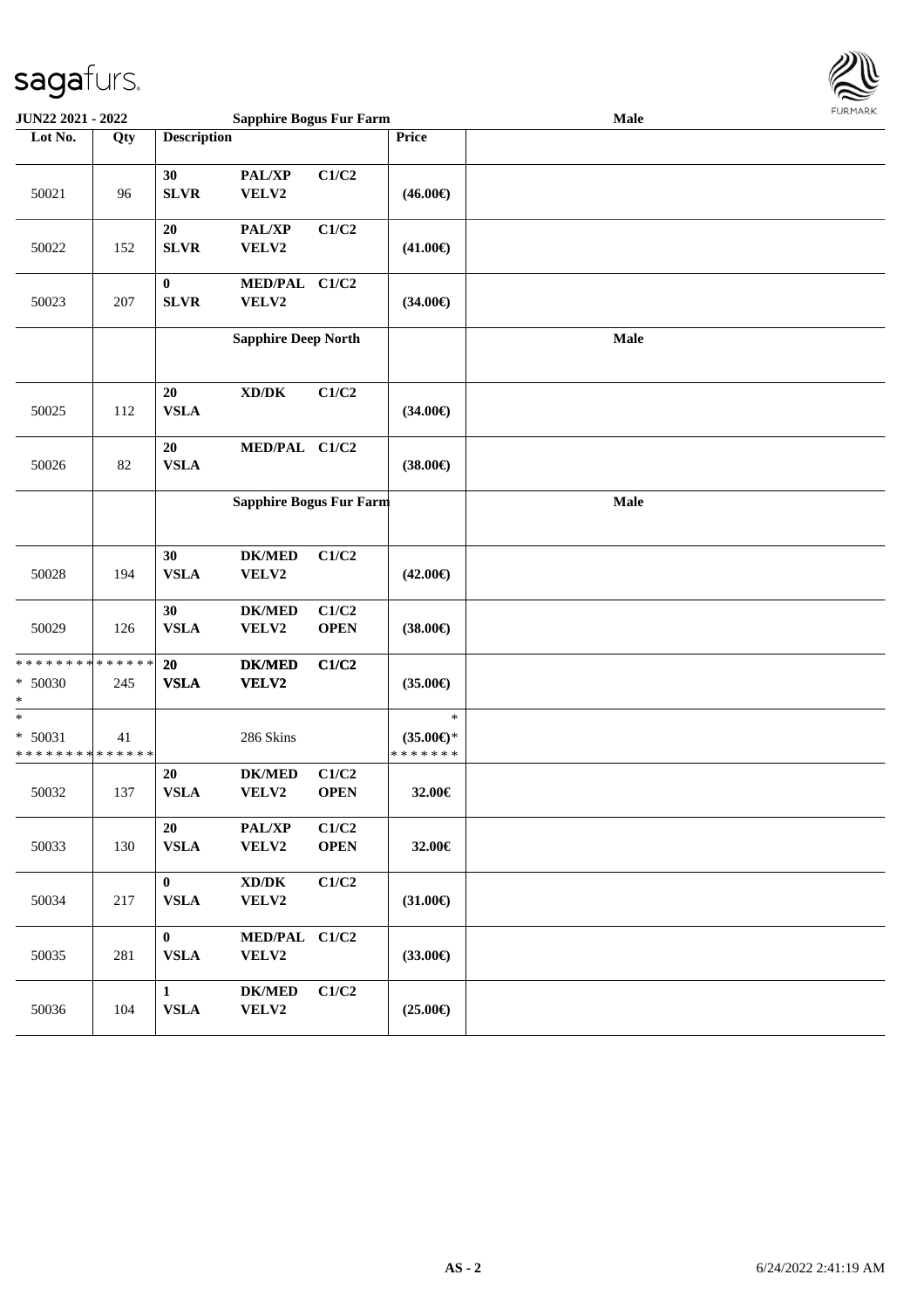| Lot No. | Qty | Description | | | Price | Male |
|---|---|---|---|---|---|---|
| 50021 | 96 | 30 SLVR | PAL/XP VELV2 | C1/C2 | (46.00€) | |
| 50022 | 152 | 20 SLVR | PAL/XP VELV2 | C1/C2 | (41.00€) | |
| 50023 | 207 | 0 SLVR | MED/PAL VELV2 | C1/C2 | (34.00€) | |
| | | **Sapphire Deep North** | | | | **Male** |
| 50025 | 112 | 20 VSLA | XD/DK | C1/C2 | (34.00€) | |
| 50026 | 82 | 20 VSLA | MED/PAL | C1/C2 | (38.00€) | |
| | | **Sapphire Bogus Fur Farm** | | | | **Male** |
| 50028 | 194 | 30 VSLA | DK/MED VELV2 | C1/C2 | (42.00€) | |
| 50029 | 126 | 30 VSLA | DK/MED VELV2 | C1/C2 OPEN | (38.00€) | |
| * * * * * * * * * * * * * * * 50030 * | 245 | 20 VSLA | DK/MED VELV2 | C1/C2 | (35.00€) | |
| * * 50031 * * * * * * * * * * * * * * | 41 | | 286 Skins | | * (35.00€)* * * * * * * * | |
| 50032 | 137 | 20 VSLA | DK/MED VELV2 | C1/C2 OPEN | 32.00€ | |
| 50033 | 130 | 20 VSLA | PAL/XP VELV2 | C1/C2 OPEN | 32.00€ | |
| 50034 | 217 | 0 VSLA | XD/DK VELV2 | C1/C2 | (31.00€) | |
| 50035 | 281 | 0 VSLA | MED/PAL VELV2 | C1/C2 | (33.00€) | |
| 50036 | 104 | 1 VSLA | DK/MED VELV2 | C1/C2 | (25.00€) | |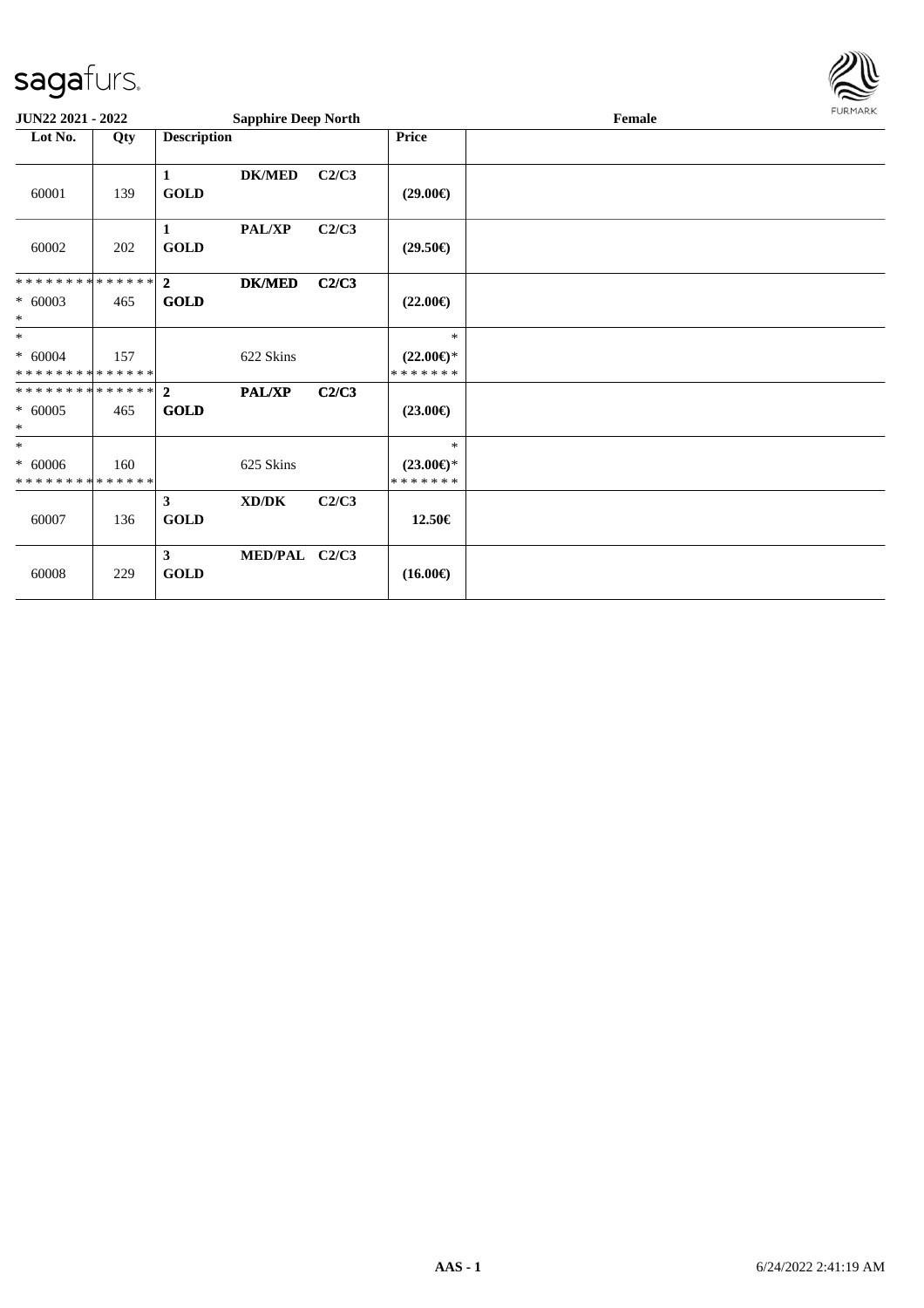**JUN22 2021 - 2022** **Sapphire Deep North** **Female**

| Lot No. | Qty | Description | | | Price | |
|---|---|---|---|---|---|---|
| 60001 | 139 | **1 GOLD** | **DK/MED** | **C2/C3** | **(29.00€)** | |
| 60002 | 202 | **1 GOLD** | **PAL/XP** | **C2/C3** | **(29.50€)** | |
| * * * * * * * * * * * * * * <br>* 60003<br>* | 465 | **2 GOLD** | **DK/MED** | **C2/C3** | **(22.00€)** | |
| *<br>* 60004<br>* * * * * * * * * * * * * * | 157 | | 622 Skins | | *<br>**(22.00€)***<br>* * * * * * * | |
| * * * * * * * * * * * * * * <br>* 60005<br>* | 465 | **2 GOLD** | **PAL/XP** | **C2/C3** | **(23.00€)** | |
| *<br>* 60006<br>* * * * * * * * * * * * * * | 160 | | 625 Skins | | *<br>**(23.00€)***<br>* * * * * * * | |
| 60007 | 136 | **3 GOLD** | **XD/DK** | **C2/C3** | **12.50€** | |
| 60008 | 229 | **3 GOLD** | **MED/PAL** | **C2/C3** | **(16.00€)** | |

AAS - 1 6/24/2022 2:41:19 AM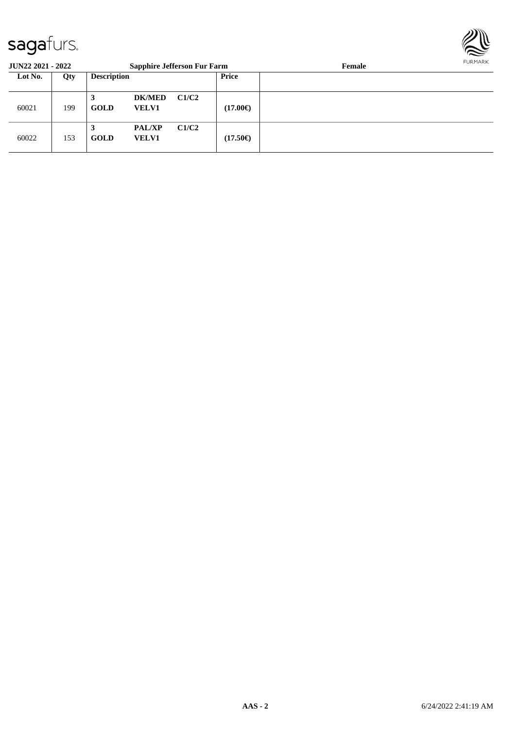**JUN22 2021 - 2022** **Sapphire Jefferson Fur Farm** **Female**

| Lot No. | Qty | Description | | | Price | |
|---|---|---|---|---|---|---|
| 60021 | 199 | **3 GOLD** | **DK/MED VELV1** | **C1/C2** | **(17.00€)** | |
| 60022 | 153 | **3 GOLD** | **PAL/XP VELV1** | **C1/C2** | **(17.50€)** | |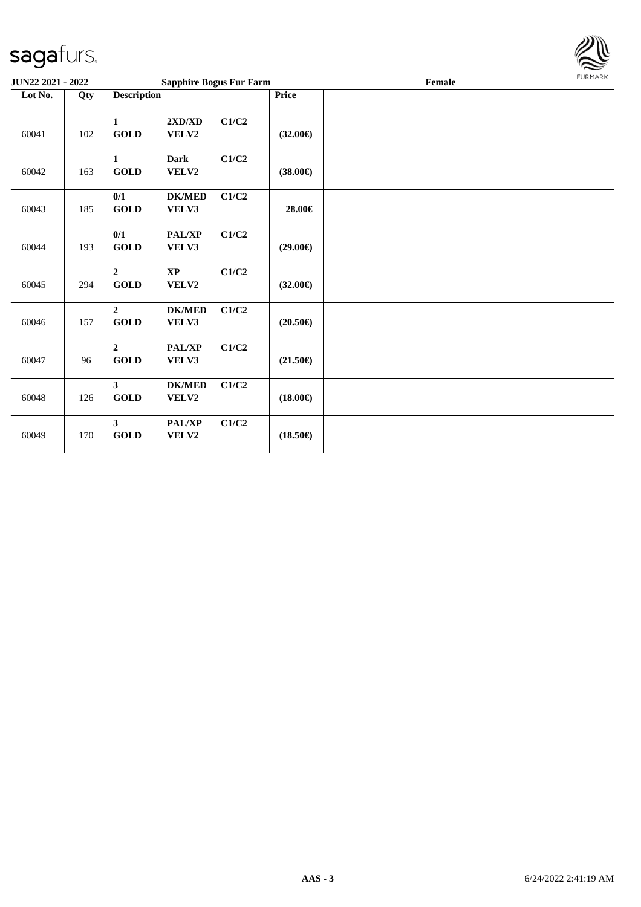**JUN22 2021 - 2022** | **Sapphire Bogus Fur Farm** | **Female**

| Lot No. | Qty | Description | | | Price | |
|---|---|---|---|---|---|---|
| 60041 | 102 | 1 GOLD | 2XD/XD VELV2 | C1/C2 | (32.00€) | |
| 60042 | 163 | 1 GOLD | Dark VELV2 | C1/C2 | (38.00€) | |
| 60043 | 185 | 0/1 GOLD | DK/MED VELV3 | C1/C2 | 28.00€ | |
| 60044 | 193 | 0/1 GOLD | PAL/XP VELV3 | C1/C2 | (29.00€) | |
| 60045 | 294 | 2 GOLD | XP VELV2 | C1/C2 | (32.00€) | |
| 60046 | 157 | 2 GOLD | DK/MED VELV3 | C1/C2 | (20.50€) | |
| 60047 | 96 | 2 GOLD | PAL/XP VELV3 | C1/C2 | (21.50€) | |
| 60048 | 126 | 3 GOLD | DK/MED VELV2 | C1/C2 | (18.00€) | |
| 60049 | 170 | 3 GOLD | PAL/XP VELV2 | C1/C2 | (18.50€) | |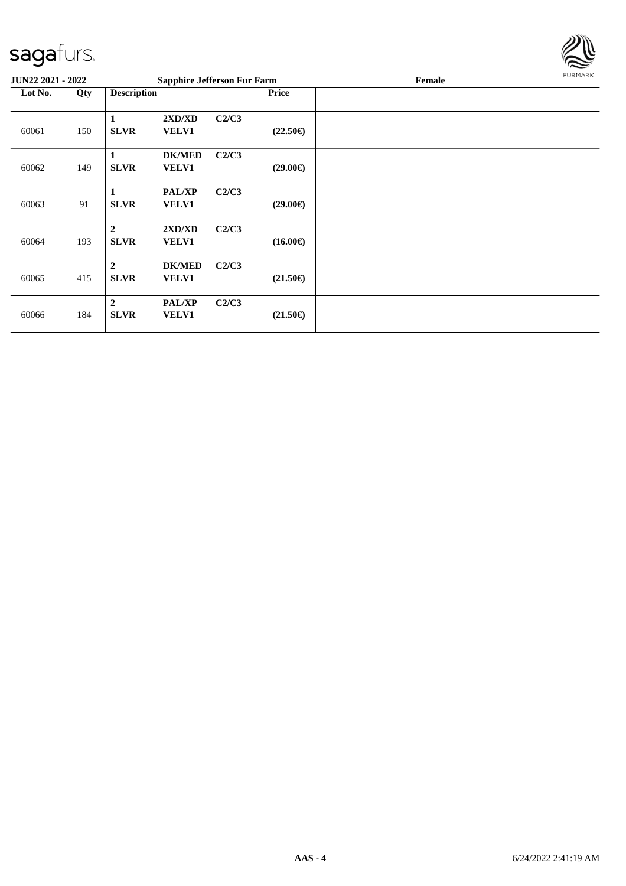| Lot No. | Qty | Description | | | Price | |
|---|---|---|---|---|---|---|
| 60061 | 150 | **1 SLVR** | **2XD/XD VELV1** | **C2/C3** | **(22.50€)** | |
| 60062 | 149 | **1 SLVR** | **DK/MED VELV1** | **C2/C3** | **(29.00€)** | |
| 60063 | 91 | **1 SLVR** | **PAL/XP VELV1** | **C2/C3** | **(29.00€)** | |
| 60064 | 193 | **2 SLVR** | **2XD/XD VELV1** | **C2/C3** | **(16.00€)** | |
| 60065 | 415 | **2 SLVR** | **DK/MED VELV1** | **C2/C3** | **(21.50€)** | |
| 60066 | 184 | **2 SLVR** | **PAL/XP VELV1** | **C2/C3** | **(21.50€)** | |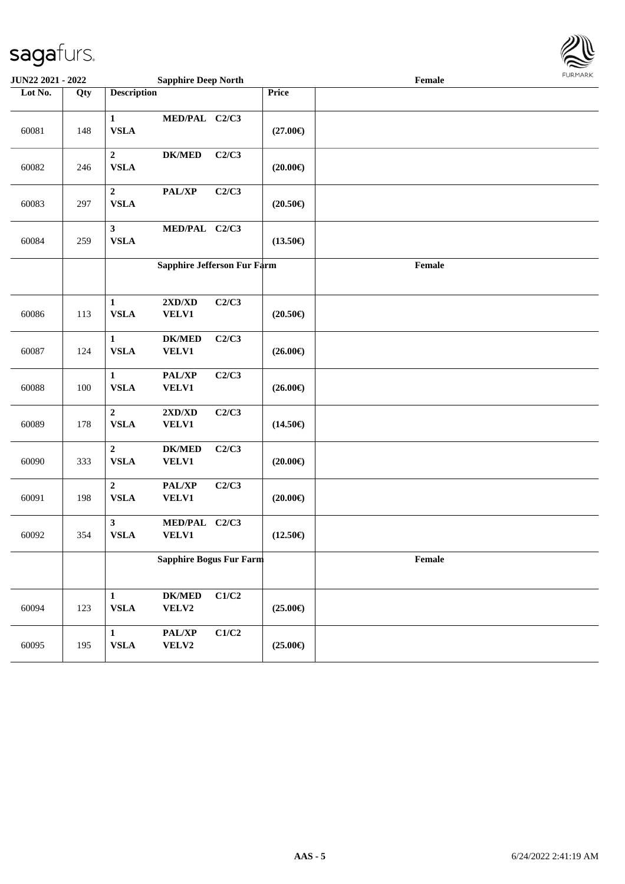| Lot No. | Qty | Description | | | Price | |
|---|---|---|---|---|---|---|
| | | **Sapphire Deep North** | | | | **Female** |
| 60081 | 148 | **1 VSLA** | **MED/PAL** | **C2/C3** | **(27.00€)** | |
| 60082 | 246 | **2 VSLA** | **DK/MED** | **C2/C3** | **(20.00€)** | |
| 60083 | 297 | **2 VSLA** | **PAL/XP** | **C2/C3** | **(20.50€)** | |
| 60084 | 259 | **3 VSLA** | **MED/PAL** | **C2/C3** | **(13.50€)** | |
| | | **Sapphire Jefferson Fur Farm** | | | | **Female** |
| 60086 | 113 | **1 VSLA** | **2XD/XD VELV1** | **C2/C3** | **(20.50€)** | |
| 60087 | 124 | **1 VSLA** | **DK/MED VELV1** | **C2/C3** | **(26.00€)** | |
| 60088 | 100 | **1 VSLA** | **PAL/XP VELV1** | **C2/C3** | **(26.00€)** | |
| 60089 | 178 | **2 VSLA** | **2XD/XD VELV1** | **C2/C3** | **(14.50€)** | |
| 60090 | 333 | **2 VSLA** | **DK/MED VELV1** | **C2/C3** | **(20.00€)** | |
| 60091 | 198 | **2 VSLA** | **PAL/XP VELV1** | **C2/C3** | **(20.00€)** | |
| 60092 | 354 | **3 VSLA** | **MED/PAL VELV1** | **C2/C3** | **(12.50€)** | |
| | | **Sapphire Bogus Fur Farm** | | | | **Female** |
| 60094 | 123 | **1 VSLA** | **DK/MED VELV2** | **C1/C2** | **(25.00€)** | |
| 60095 | 195 | **1 VSLA** | **PAL/XP VELV2** | **C1/C2** | **(25.00€)** | |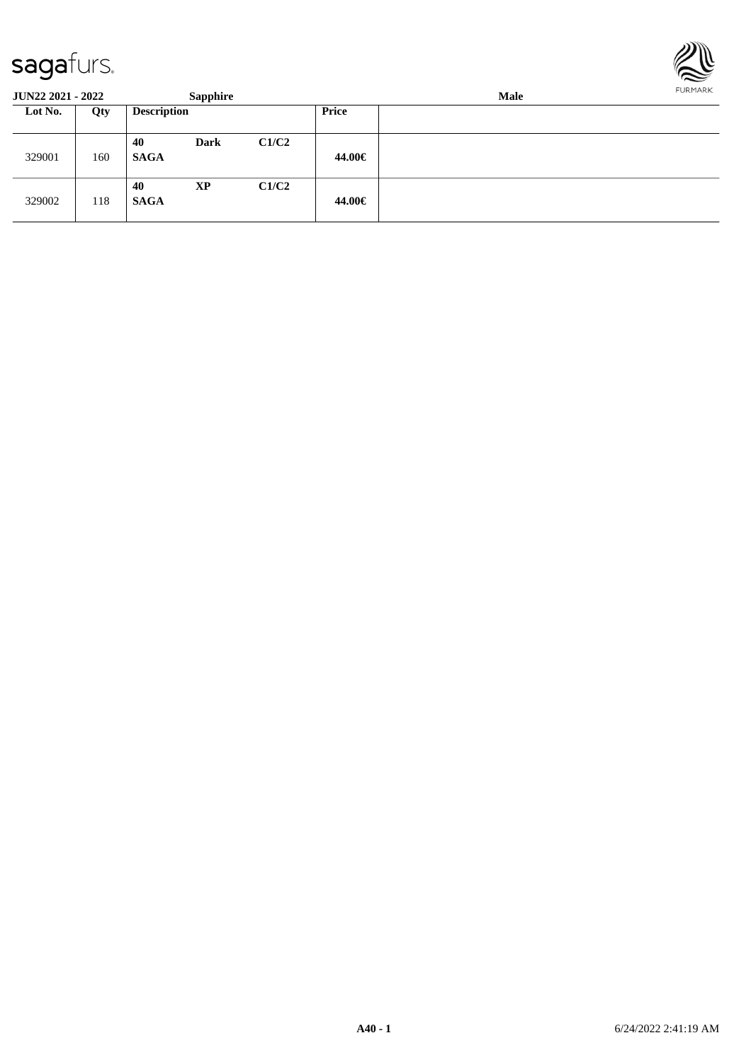| JUN22 2021 - 2022 | | Sapphire | | Male |
|---|---|---|---|---|
| **Lot No.** | **Qty** | **Description** | **Price** | |
| 329001 | 160 | **40** **Dark** **C1/C2** **SAGA** | **44.00€** | |
| 329002 | 118 | **40** **XP** **C1/C2** **SAGA** | **44.00€** | |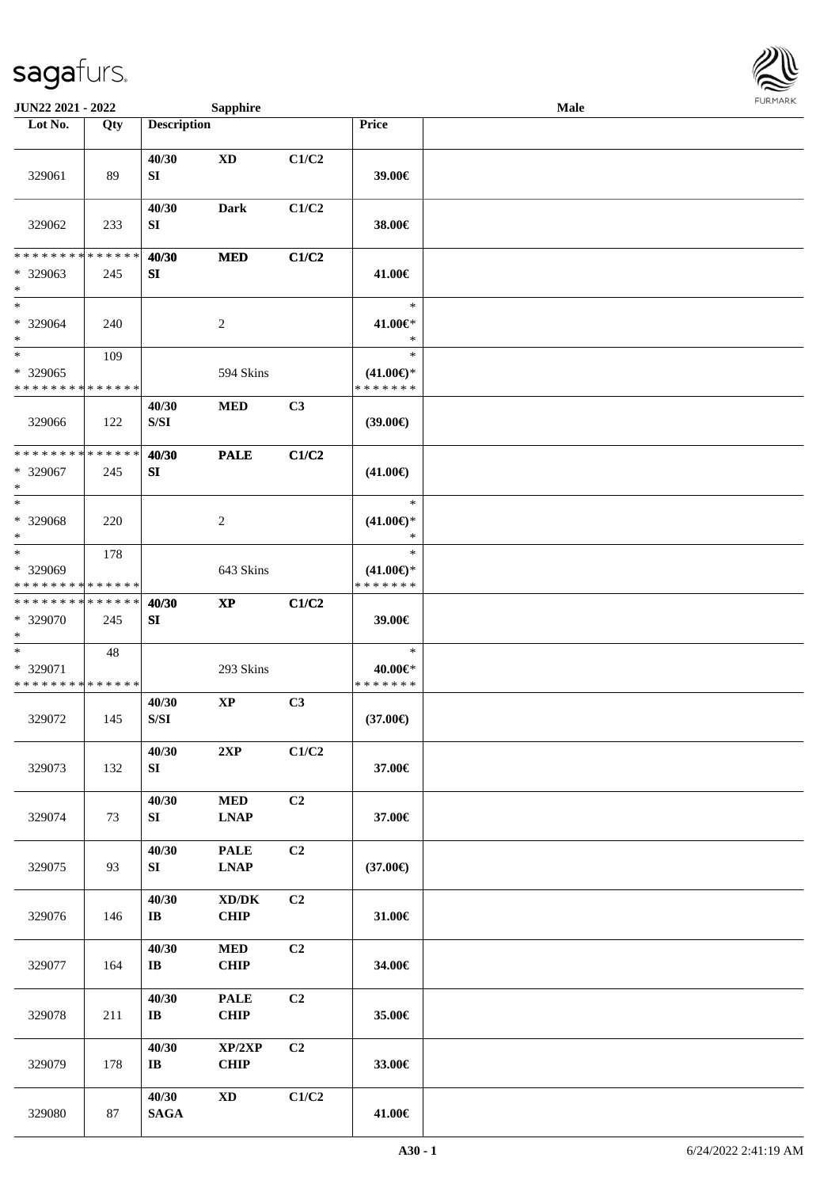| Lot No. | Qty | Description | | | Price | |
|---|---|---|---|---|---|---|
| 329061 | 89 | 40/30 SI | **XD** | C1/C2 | 39.00€ | |
| 329062 | 233 | 40/30 SI | **Dark** | C1/C2 | 38.00€ | |
| * * * * * * * * * * * * * * * 329063 * | 245 | 40/30 SI | **MED** | C1/C2 | 41.00€ | |
| * * 329064 * | 240 | | 2 | | * 41.00€* * | |
| * * 329065 * * * * * * * * * * * * * * | 109 | | 594 Skins | | * (41.00€)* * * * * * * * | |
| 329066 | 122 | 40/30 S/SI | **MED** | C3 | (39.00€) | |
| * * * * * * * * * * * * * * * 329067 * | 245 | 40/30 SI | **PALE** | C1/C2 | (41.00€) | |
| * * 329068 * | 220 | | 2 | | * (41.00€)* * | |
| * * 329069 * * * * * * * * * * * * * * | 178 | | 643 Skins | | * (41.00€)* * * * * * * * | |
| * * * * * * * * * * * * * * * 329070 * | 245 | 40/30 SI | **XP** | C1/C2 | 39.00€ | |
| * * 329071 * * * * * * * * * * * * * * | 48 | | 293 Skins | | * 40.00€* * * * * * * * | |
| 329072 | 145 | 40/30 S/SI | **XP** | C3 | (37.00€) | |
| 329073 | 132 | 40/30 SI | **2XP** | C1/C2 | 37.00€ | |
| 329074 | 73 | 40/30 SI | **MED LNAP** | C2 | 37.00€ | |
| 329075 | 93 | 40/30 SI | **PALE LNAP** | C2 | (37.00€) | |
| 329076 | 146 | 40/30 IB | **XD/DK CHIP** | C2 | 31.00€ | |
| 329077 | 164 | 40/30 IB | **MED CHIP** | C2 | 34.00€ | |
| 329078 | 211 | 40/30 IB | **PALE CHIP** | C2 | 35.00€ | |
| 329079 | 178 | 40/30 IB | **XP/2XP CHIP** | C2 | 33.00€ | |
| 329080 | 87 | 40/30 SAGA | **XD** | C1/C2 | 41.00€ | |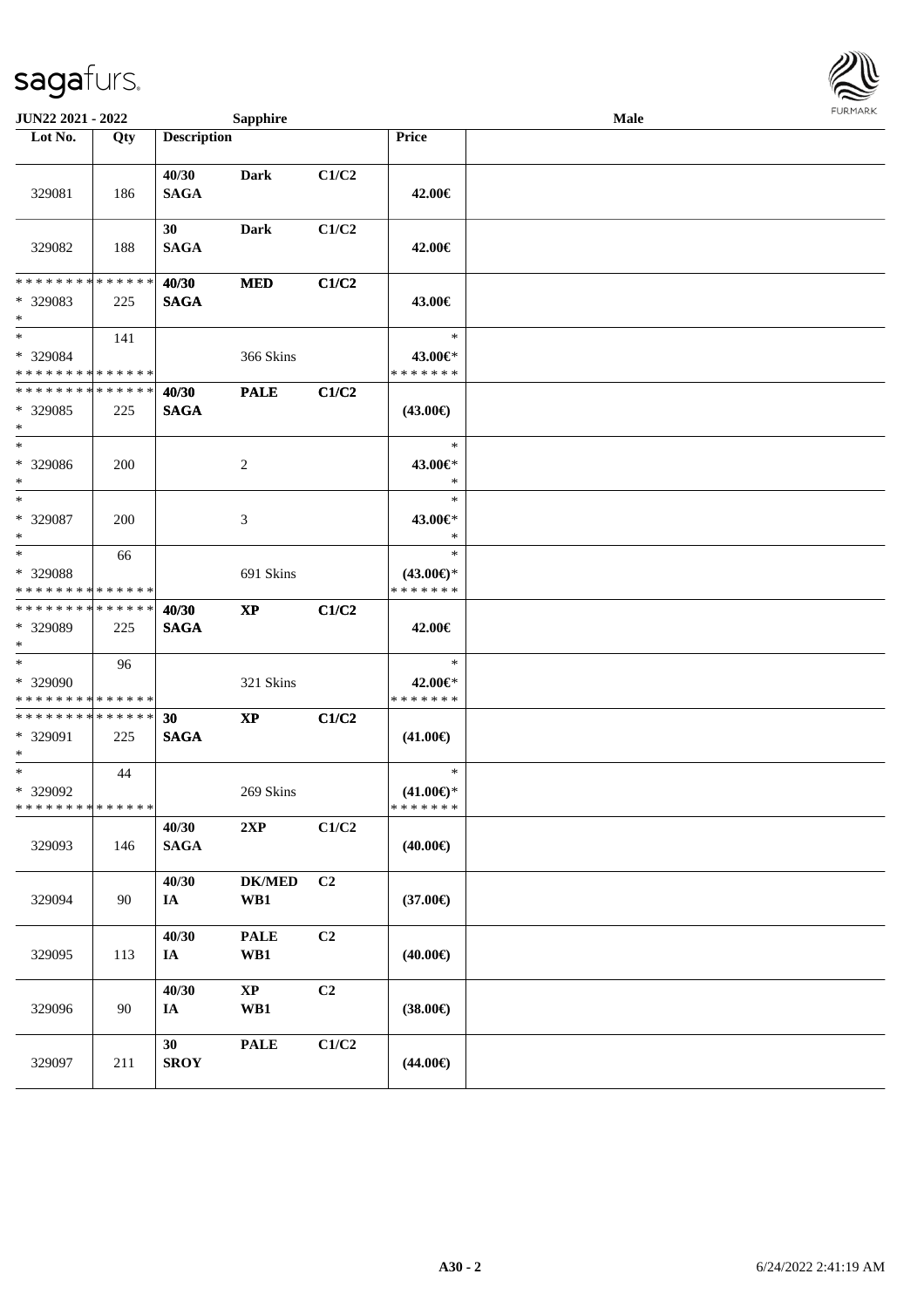JUN22 2021 - 2022 Sapphire Male

| Lot No. | Qty | Description | | | Price | |
|---|---|---|---|---|---|---|
| 329081 | 186 | 40/30 SAGA | Dark | C1/C2 | 42.00€ | |
| 329082 | 188 | 30 SAGA | Dark | C1/C2 | 42.00€ | |
| * * * * * * * * * * * * * * 329083 * | 225 | 40/30 SAGA | MED | C1/C2 | 43.00€ | |
| * 329084 * * * * * * * * * * * * * * | 141 | | 366 Skins | | * 43.00€* * * * * * * * | |
| * * * * * * * * * * * * * * 329085 * | 225 | 40/30 SAGA | PALE | C1/C2 | (43.00€) | |
| * 329086 * | 200 | | 2 | | * 43.00€* * | |
| * 329087 * | 200 | | 3 | | * 43.00€* * | |
| * 329088 * * * * * * * * * * * * * * | 66 | | 691 Skins | | * (43.00€)* * * * * * * * | |
| * * * * * * * * * * * * * * 329089 * | 225 | 40/30 SAGA | XP | C1/C2 | 42.00€ | |
| * 329090 * * * * * * * * * * * * * * | 96 | | 321 Skins | | * 42.00€* * * * * * * * | |
| * * * * * * * * * * * * * * 329091 * | 225 | 30 SAGA | XP | C1/C2 | (41.00€) | |
| * 329092 * * * * * * * * * * * * * * | 44 | | 269 Skins | | * (41.00€)* * * * * * * * | |
| 329093 | 146 | 40/30 SAGA | 2XP | C1/C2 | (40.00€) | |
| 329094 | 90 | 40/30 IA | DK/MED WB1 | C2 | (37.00€) | |
| 329095 | 113 | 40/30 IA | PALE WB1 | C2 | (40.00€) | |
| 329096 | 90 | 40/30 IA | XP WB1 | C2 | (38.00€) | |
| 329097 | 211 | 30 SROY | PALE | C1/C2 | (44.00€) | |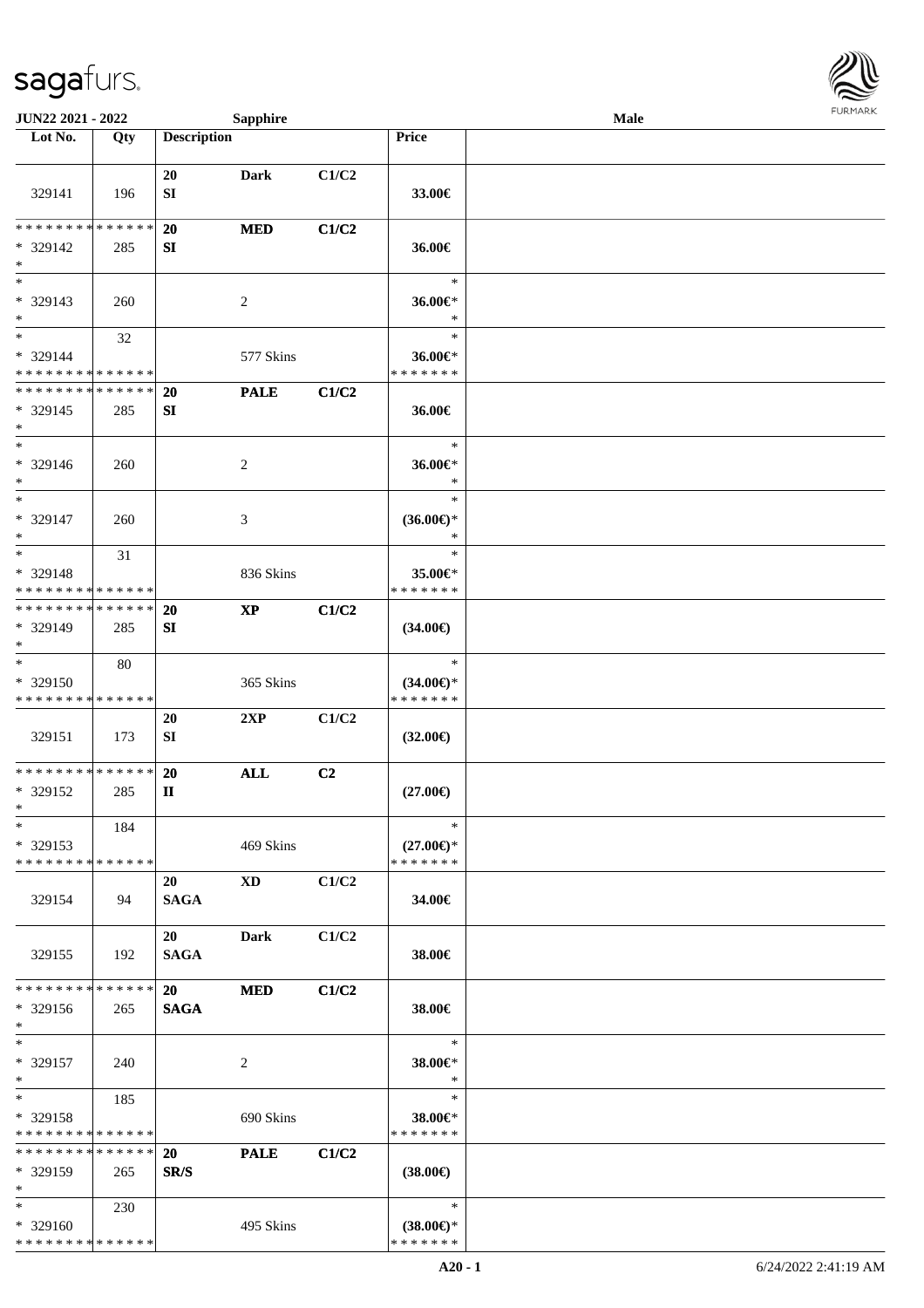| Lot No. | Qty | Description | | | Price | |
|---|---|---|---|---|---|---|
| 329141 | 196 | 20 SI | Dark | C1/C2 | 33.00€ | |
| * * * * * * * * * * * * * * * 329142 * | 285 | 20 SI | MED | C1/C2 | 36.00€ | |
| * * 329143 * | 260 | | 2 | | * 36.00€* * | |
| * * 329144 * * * * * * * * * * * * * * | 32 | | 577 Skins | | * 36.00€* * * * * * * * | |
| * * * * * * * * * * * * * * * 329145 * | 285 | 20 SI | PALE | C1/C2 | 36.00€ | |
| * * 329146 * | 260 | | 2 | | * 36.00€* * | |
| * * 329147 * | 260 | | 3 | | * (36.00€)* * | |
| * * 329148 * * * * * * * * * * * * * * | 31 | | 836 Skins | | * 35.00€* * * * * * * * | |
| * * * * * * * * * * * * * * * 329149 * | 285 | 20 SI | XP | C1/C2 | (34.00€) | |
| * * 329150 * * * * * * * * * * * * * * | 80 | | 365 Skins | | * (34.00€)* * * * * * * * | |
| 329151 | 173 | 20 SI | 2XP | C1/C2 | (32.00€) | |
| * * * * * * * * * * * * * * * 329152 * | 285 | 20 II | ALL | C2 | (27.00€) | |
| * * 329153 * * * * * * * * * * * * * * | 184 | | 469 Skins | | * (27.00€)* * * * * * * * | |
| 329154 | 94 | 20 SAGA | XD | C1/C2 | 34.00€ | |
| 329155 | 192 | 20 SAGA | Dark | C1/C2 | 38.00€ | |
| * * * * * * * * * * * * * * * 329156 * | 265 | 20 SAGA | MED | C1/C2 | 38.00€ | |
| * * 329157 * | 240 | | 2 | | * 38.00€* * | |
| * * 329158 * * * * * * * * * * * * * * | 185 | | 690 Skins | | * 38.00€* * * * * * * * | |
| * * * * * * * * * * * * * * * 329159 * | 265 | 20 SR/S | PALE | C1/C2 | (38.00€) | |
| * * 329160 * * * * * * * * * * * * * * | 230 | | 495 Skins | | * (38.00€)* * * * * * * * | |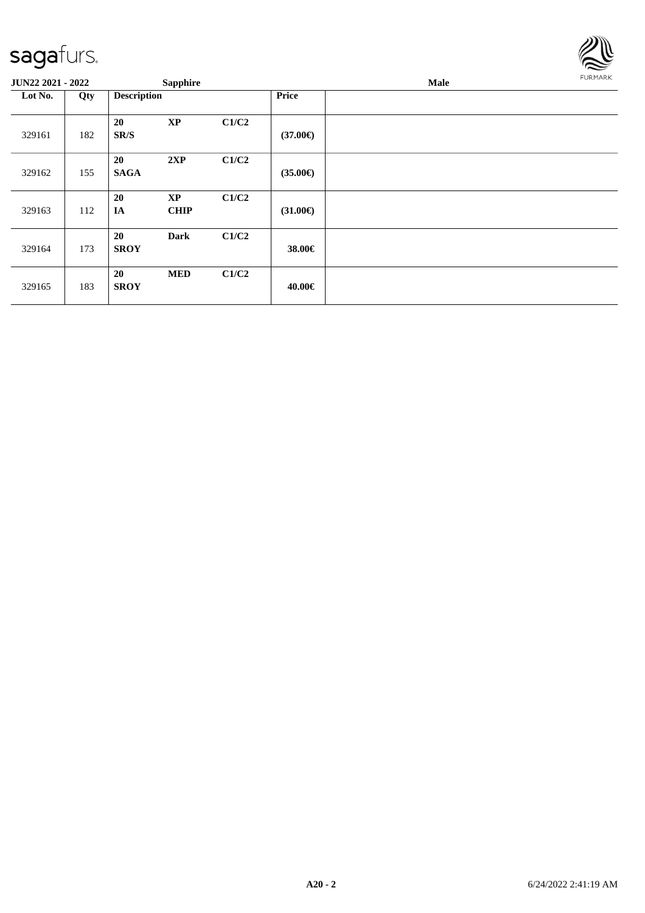sagafurs.

**JUN22 2021 - 2022** **Sapphire** **Male**

| Lot No. | Qty | Description | | | Price | |
|---|---|---|---|---|---|---|
| 329161 | 182 | **20** **SR/S** | **XP** | **C1/C2** | **(37.00€)** | |
| 329162 | 155 | **20** **SAGA** | **2XP** | **C1/C2** | **(35.00€)** | |
| 329163 | 112 | **20** **IA** | **XP** **CHIP** | **C1/C2** | **(31.00€)** | |
| 329164 | 173 | **20** **SROY** | **Dark** | **C1/C2** | **38.00€** | |
| 329165 | 183 | **20** **SROY** | **MED** | **C1/C2** | **40.00€** | |

**A20 - 2** 6/24/2022 2:41:19 AM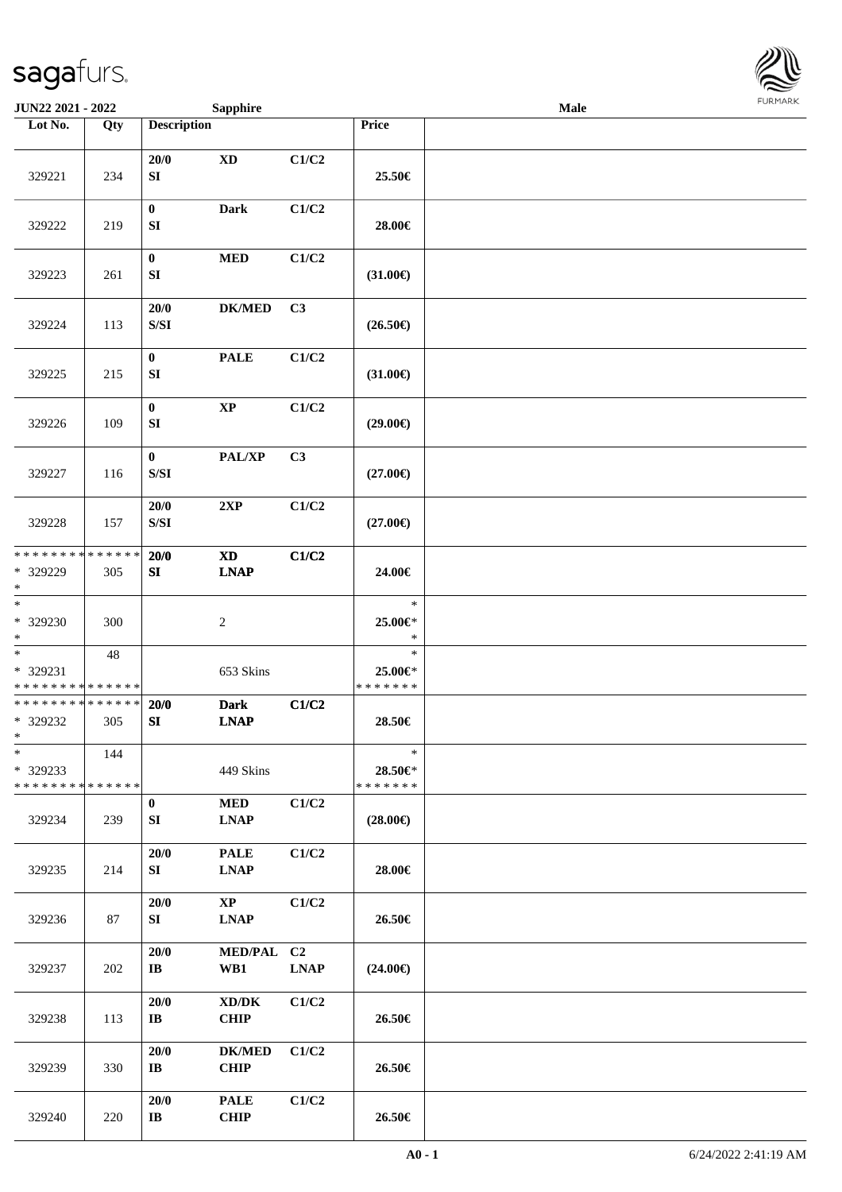**JUN22 2021 - 2022** | **Sapphire** | **Male**

| Lot No. | Qty | Description | | | Price | |
|---|---|---|---|---|---|---|
| 329221 | 234 | 20/0 SI | XD | C1/C2 | 25.50€ | |
| 329222 | 219 | 0 SI | Dark | C1/C2 | 28.00€ | |
| 329223 | 261 | 0 SI | MED | C1/C2 | (31.00€) | |
| 329224 | 113 | 20/0 S/SI | DK/MED | C3 | (26.50€) | |
| 329225 | 215 | 0 SI | PALE | C1/C2 | (31.00€) | |
| 329226 | 109 | 0 SI | XP | C1/C2 | (29.00€) | |
| 329227 | 116 | 0 S/SI | PAL/XP | C3 | (27.00€) | |
| 329228 | 157 | 20/0 S/SI | 2XP | C1/C2 | (27.00€) | |
| * * * * * * * * * * * * * * * 329229 * | 305 | 20/0 SI | XD LNAP | C1/C2 | 24.00€ | |
| * * 329230 * | 300 | | 2 | | * 25.00€* * | |
| * * 329231 * * * * * * * * * * * * * * | 48 | | 653 Skins | | * 25.00€* * * * * * * * | |
| * * * * * * * * * * * * * * * 329232 * | 305 | 20/0 SI | Dark LNAP | C1/C2 | 28.50€ | |
| * * 329233 * * * * * * * * * * * * * * | 144 | | 449 Skins | | * 28.50€* * * * * * * * | |
| 329234 | 239 | 0 SI | MED LNAP | C1/C2 | (28.00€) | |
| 329235 | 214 | 20/0 SI | PALE LNAP | C1/C2 | 28.00€ | |
| 329236 | 87 | 20/0 SI | XP LNAP | C1/C2 | 26.50€ | |
| 329237 | 202 | 20/0 IB | MED/PAL WB1 | C2 LNAP | (24.00€) | |
| 329238 | 113 | 20/0 IB | XD/DK CHIP | C1/C2 | 26.50€ | |
| 329239 | 330 | 20/0 IB | DK/MED CHIP | C1/C2 | 26.50€ | |
| 329240 | 220 | 20/0 IB | PALE CHIP | C1/C2 | 26.50€ | |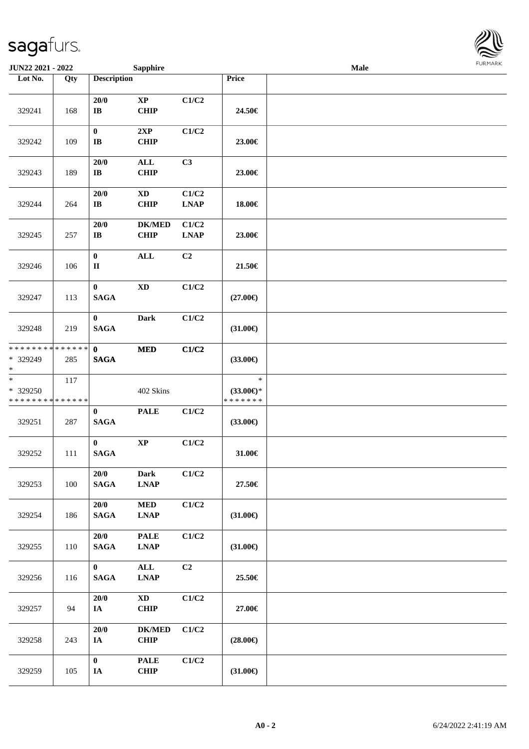| Lot No. | Qty | Description | | | Price | |
|---|---|---|---|---|---|---|
| 329241 | 168 | 20/0<br>IB | XP<br>CHIP | C1/C2 | 24.50€ | |
| 329242 | 109 | 0<br>IB | 2XP<br>CHIP | C1/C2 | 23.00€ | |
| 329243 | 189 | 20/0<br>IB | ALL<br>CHIP | C3 | 23.00€ | |
| 329244 | 264 | 20/0<br>IB | XD<br>CHIP | C1/C2<br>LNAP | 18.00€ | |
| 329245 | 257 | 20/0<br>IB | DK/MED<br>CHIP | C1/C2<br>LNAP | 23.00€ | |
| 329246 | 106 | 0<br>II | ALL | C2 | 21.50€ | |
| 329247 | 113 | 0<br>SAGA | XD | C1/C2 | (27.00€) | |
| 329248 | 219 | 0<br>SAGA | Dark | C1/C2 | (31.00€) | |
| * * * * * * * * * * * * * *<br>* 329249<br>* | 285 | 0<br>SAGA | MED | C1/C2 | (33.00€) | |
| *<br>* 329250<br>* * * * * * * * * * * * * * | 117 | | 402 Skins | | *<br>(33.00€)*<br>* * * * * * * | |
| 329251 | 287 | 0<br>SAGA | PALE | C1/C2 | (33.00€) | |
| 329252 | 111 | 0<br>SAGA | XP | C1/C2 | 31.00€ | |
| 329253 | 100 | 20/0<br>SAGA | Dark<br>LNAP | C1/C2 | 27.50€ | |
| 329254 | 186 | 20/0<br>SAGA | MED<br>LNAP | C1/C2 | (31.00€) | |
| 329255 | 110 | 20/0<br>SAGA | PALE<br>LNAP | C1/C2 | (31.00€) | |
| 329256 | 116 | 0<br>SAGA | ALL<br>LNAP | C2 | 25.50€ | |
| 329257 | 94 | 20/0<br>IA | XD<br>CHIP | C1/C2 | 27.00€ | |
| 329258 | 243 | 20/0<br>IA | DK/MED<br>CHIP | C1/C2 | (28.00€) | |
| 329259 | 105 | 0<br>IA | PALE<br>CHIP | C1/C2 | (31.00€) | |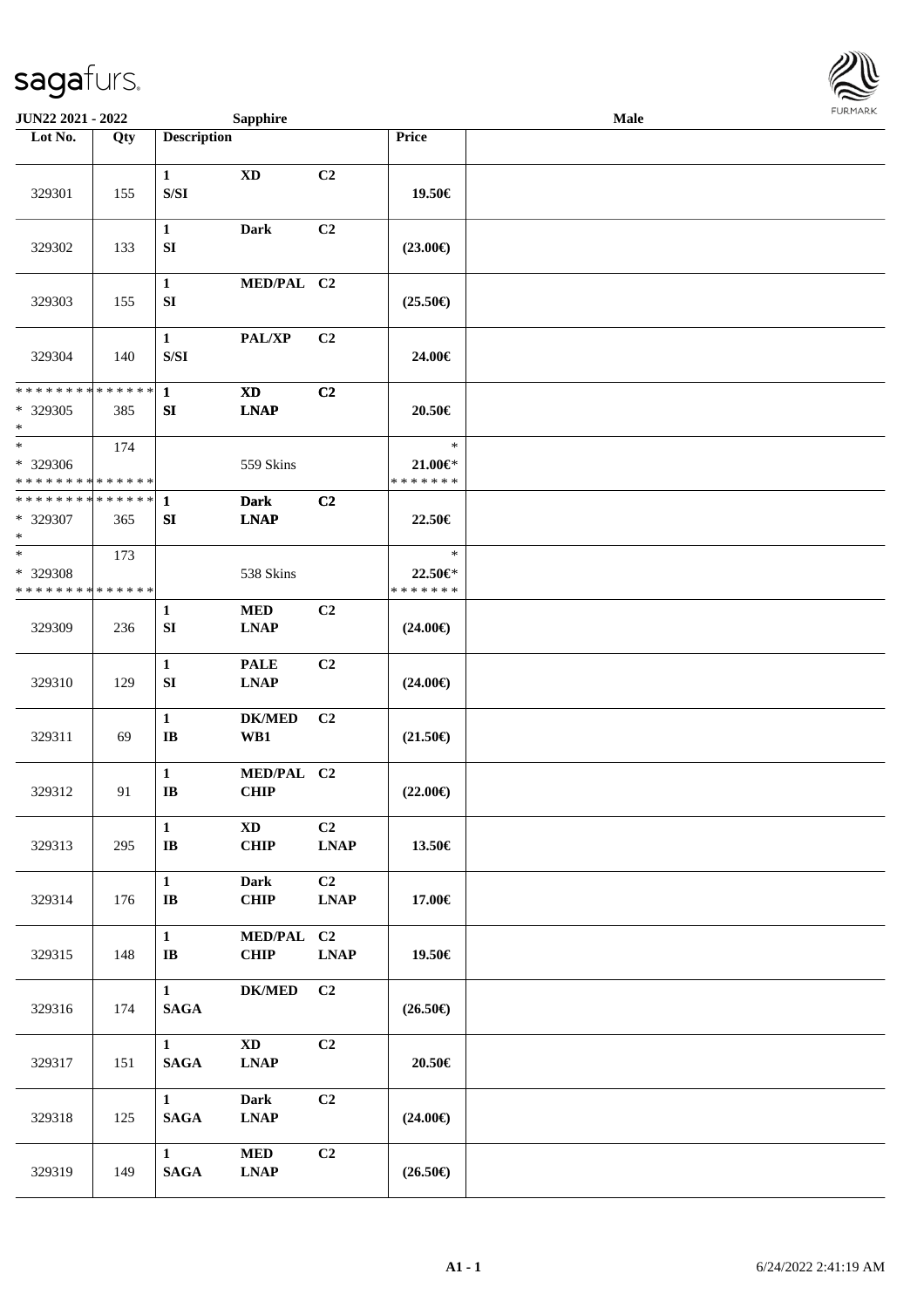JUN22 2021 - 2022 | Sapphire | Male

| Lot No. | Qty | Description | | | Price | |
|---|---|---|---|---|---|---|
| 329301 | 155 | 1 S/SI | XD | C2 | 19.50€ | |
| 329302 | 133 | 1 SI | Dark | C2 | (23.00€) | |
| 329303 | 155 | 1 SI | MED/PAL | C2 | (25.50€) | |
| 329304 | 140 | 1 S/SI | PAL/XP | C2 | 24.00€ | |
| * * * * * * * * * * * * * * * 329305 * | 385 | 1 SI | XD LNAP | C2 | 20.50€ | |
| * * 329306 * * * * * * * * * * * * * * | 174 | | 559 Skins | | * 21.00€* * * * * * * * | |
| * * * * * * * * * * * * * * * 329307 * | 365 | 1 SI | Dark LNAP | C2 | 22.50€ | |
| * * 329308 * * * * * * * * * * * * * * | 173 | | 538 Skins | | * 22.50€* * * * * * * * | |
| 329309 | 236 | 1 SI | MED LNAP | C2 | (24.00€) | |
| 329310 | 129 | 1 SI | PALE LNAP | C2 | (24.00€) | |
| 329311 | 69 | 1 IB | DK/MED WB1 | C2 | (21.50€) | |
| 329312 | 91 | 1 IB | MED/PAL CHIP | C2 | (22.00€) | |
| 329313 | 295 | 1 IB | XD CHIP | C2 LNAP | 13.50€ | |
| 329314 | 176 | 1 IB | Dark CHIP | C2 LNAP | 17.00€ | |
| 329315 | 148 | 1 IB | MED/PAL CHIP | C2 LNAP | 19.50€ | |
| 329316 | 174 | 1 SAGA | DK/MED | C2 | (26.50€) | |
| 329317 | 151 | 1 SAGA | XD LNAP | C2 | 20.50€ | |
| 329318 | 125 | 1 SAGA | Dark LNAP | C2 | (24.00€) | |
| 329319 | 149 | 1 SAGA | MED LNAP | C2 | (26.50€) | |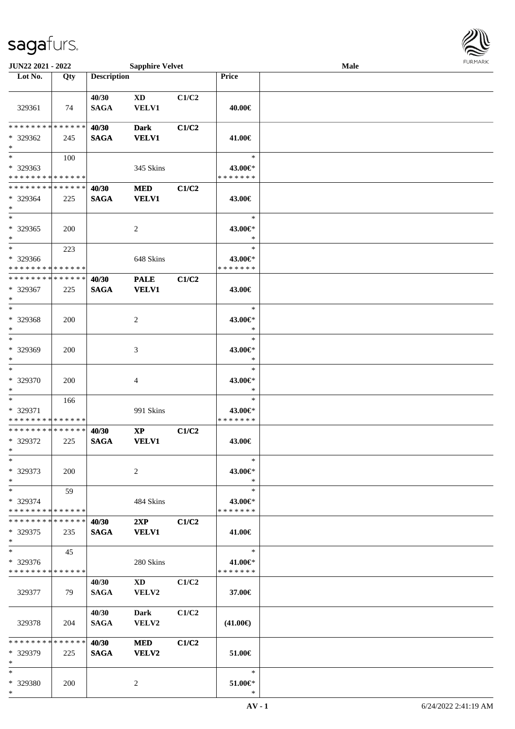| Lot No. | Qty | Description | | | Price | |
|---|---|---|---|---|---|---|
| 329361 | 74 | 40/30 SAGA | XD VELV1 | C1/C2 | 40.00€ | |
| * * * * * * * * * * * * * * * 329362 * | 245 | 40/30 SAGA | Dark VELV1 | C1/C2 | 41.00€ | |
| * * 329363 * * * * * * * * * * * * * * | 100 | | 345 Skins | | * 43.00€* * * * * * * * | |
| * * * * * * * * * * * * * * * 329364 * | 225 | 40/30 SAGA | MED VELV1 | C1/C2 | 43.00€ | |
| * * 329365 * | 200 | | 2 | | * 43.00€* * | |
| * * 329366 * * * * * * * * * * * * * * | 223 | | 648 Skins | | * 43.00€* * * * * * * * | |
| * * * * * * * * * * * * * * * 329367 * | 225 | 40/30 SAGA | PALE VELV1 | C1/C2 | 43.00€ | |
| * * 329368 * | 200 | | 2 | | * 43.00€* * | |
| * * 329369 * | 200 | | 3 | | * 43.00€* * | |
| * * 329370 * | 200 | | 4 | | * 43.00€* * | |
| * * 329371 * * * * * * * * * * * * * * | 166 | | 991 Skins | | * 43.00€* * * * * * * * | |
| * * * * * * * * * * * * * * * 329372 * | 225 | 40/30 SAGA | XP VELV1 | C1/C2 | 43.00€ | |
| * * 329373 * | 200 | | 2 | | * 43.00€* * | |
| * * 329374 * * * * * * * * * * * * * * | 59 | | 484 Skins | | * 43.00€* * * * * * * * | |
| * * * * * * * * * * * * * * * 329375 * | 235 | 40/30 SAGA | 2XP VELV1 | C1/C2 | 41.00€ | |
| * * 329376 * * * * * * * * * * * * * * | 45 | | 280 Skins | | * 41.00€* * * * * * * * | |
| 329377 | 79 | 40/30 SAGA | XD VELV2 | C1/C2 | 37.00€ | |
| 329378 | 204 | 40/30 SAGA | Dark VELV2 | C1/C2 | (41.00€) | |
| * * * * * * * * * * * * * * * 329379 * | 225 | 40/30 SAGA | MED VELV2 | C1/C2 | 51.00€ | |
| * * 329380 * | 200 | | 2 | | * 51.00€* * | |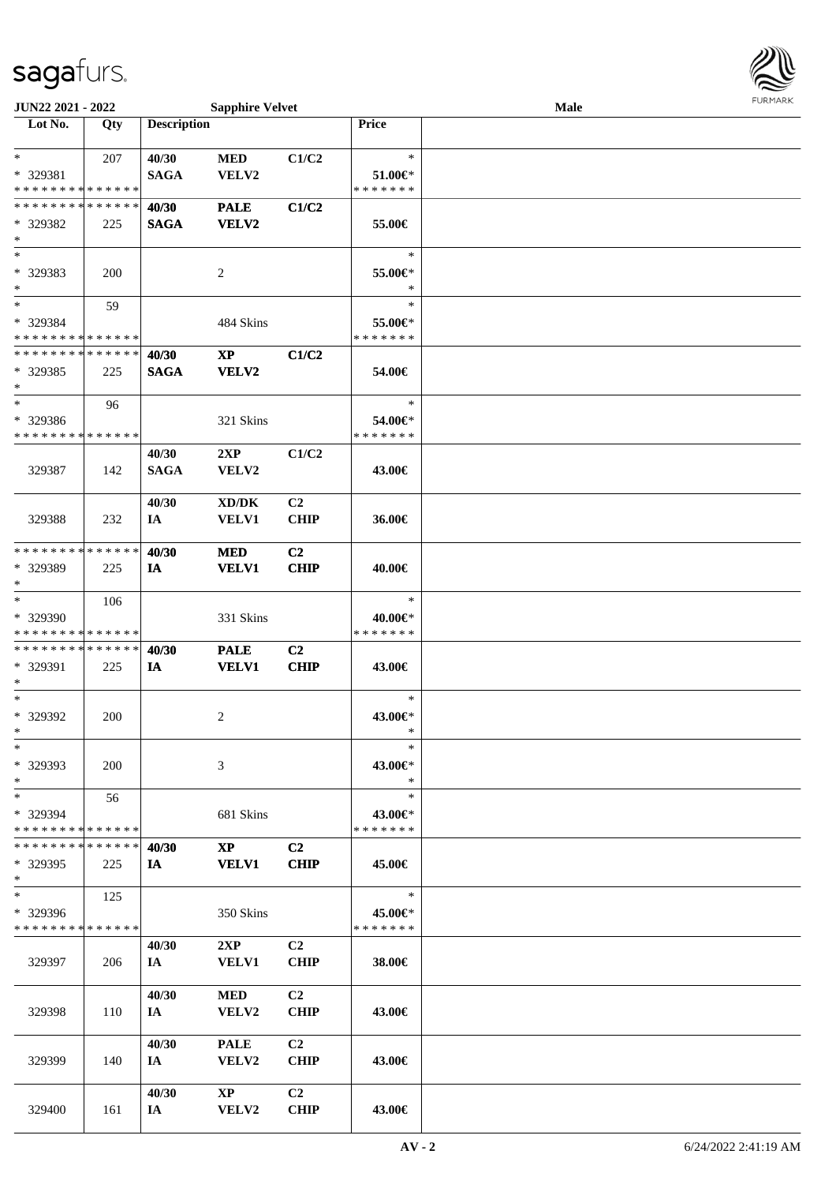**JUN22 2021 - 2022** | **Sapphire Velvet** | **Male**

| Lot No. | Qty | Description | | | Price | |
|---|---|---|---|---|---|---|
| * | 207 | 40/30 | MED | C1/C2 | * | |
| * 329381 | | SAGA | VELV2 | | 51.00€* | |
| * * * * * * * * * * * * * * | | | | | * * * * * * * | |
| * * * * * * * * * * * * * * | | 40/30 | PALE | C1/C2 | | |
| * 329382 | 225 | SAGA | VELV2 | | 55.00€ | |
| * | | | | | | |
| * | | | | | * | |
| * 329383 | 200 | | 2 | | 55.00€* | |
| * | | | | | * | |
| * | 59 | | | | * | |
| * 329384 | | | 484 Skins | | 55.00€* | |
| * * * * * * * * * * * * * * | | | | | * * * * * * * | |
| * * * * * * * * * * * * * * | | 40/30 | XP | C1/C2 | | |
| * 329385 | 225 | SAGA | VELV2 | | 54.00€ | |
| * | | | | | | |
| * | 96 | | | | * | |
| * 329386 | | | 321 Skins | | 54.00€* | |
| * * * * * * * * * * * * * * | | | | | * * * * * * * | |
| | | 40/30 | 2XP | C1/C2 | | |
| 329387 | 142 | SAGA | VELV2 | | 43.00€ | |
| | | 40/30 | XD/DK | C2 | | |
| 329388 | 232 | IA | VELV1 | CHIP | 36.00€ | |
| * * * * * * * * * * * * * * | | 40/30 | MED | C2 | | |
| * 329389 | 225 | IA | VELV1 | CHIP | 40.00€ | |
| * | | | | | | |
| * | 106 | | | | * | |
| * 329390 | | | 331 Skins | | 40.00€* | |
| * * * * * * * * * * * * * * | | | | | * * * * * * * | |
| * * * * * * * * * * * * * * | | 40/30 | PALE | C2 | | |
| * 329391 | 225 | IA | VELV1 | CHIP | 43.00€ | |
| * | | | | | | |
| * | | | | | * | |
| * 329392 | 200 | | 2 | | 43.00€* | |
| * | | | | | * | |
| * | | | | | * | |
| * 329393 | 200 | | 3 | | 43.00€* | |
| * | | | | | * | |
| * | 56 | | | | * | |
| * 329394 | | | 681 Skins | | 43.00€* | |
| * * * * * * * * * * * * * * | | | | | * * * * * * * | |
| * * * * * * * * * * * * * * | | 40/30 | XP | C2 | | |
| * 329395 | 225 | IA | VELV1 | CHIP | 45.00€ | |
| * | | | | | | |
| * | 125 | | | | * | |
| * 329396 | | | 350 Skins | | 45.00€* | |
| * * * * * * * * * * * * * * | | | | | * * * * * * * | |
| | | 40/30 | 2XP | C2 | | |
| 329397 | 206 | IA | VELV1 | CHIP | 38.00€ | |
| | | 40/30 | MED | C2 | | |
| 329398 | 110 | IA | VELV2 | CHIP | 43.00€ | |
| | | 40/30 | PALE | C2 | | |
| 329399 | 140 | IA | VELV2 | CHIP | 43.00€ | |
| | | 40/30 | XP | C2 | | |
| 329400 | 161 | IA | VELV2 | CHIP | 43.00€ | |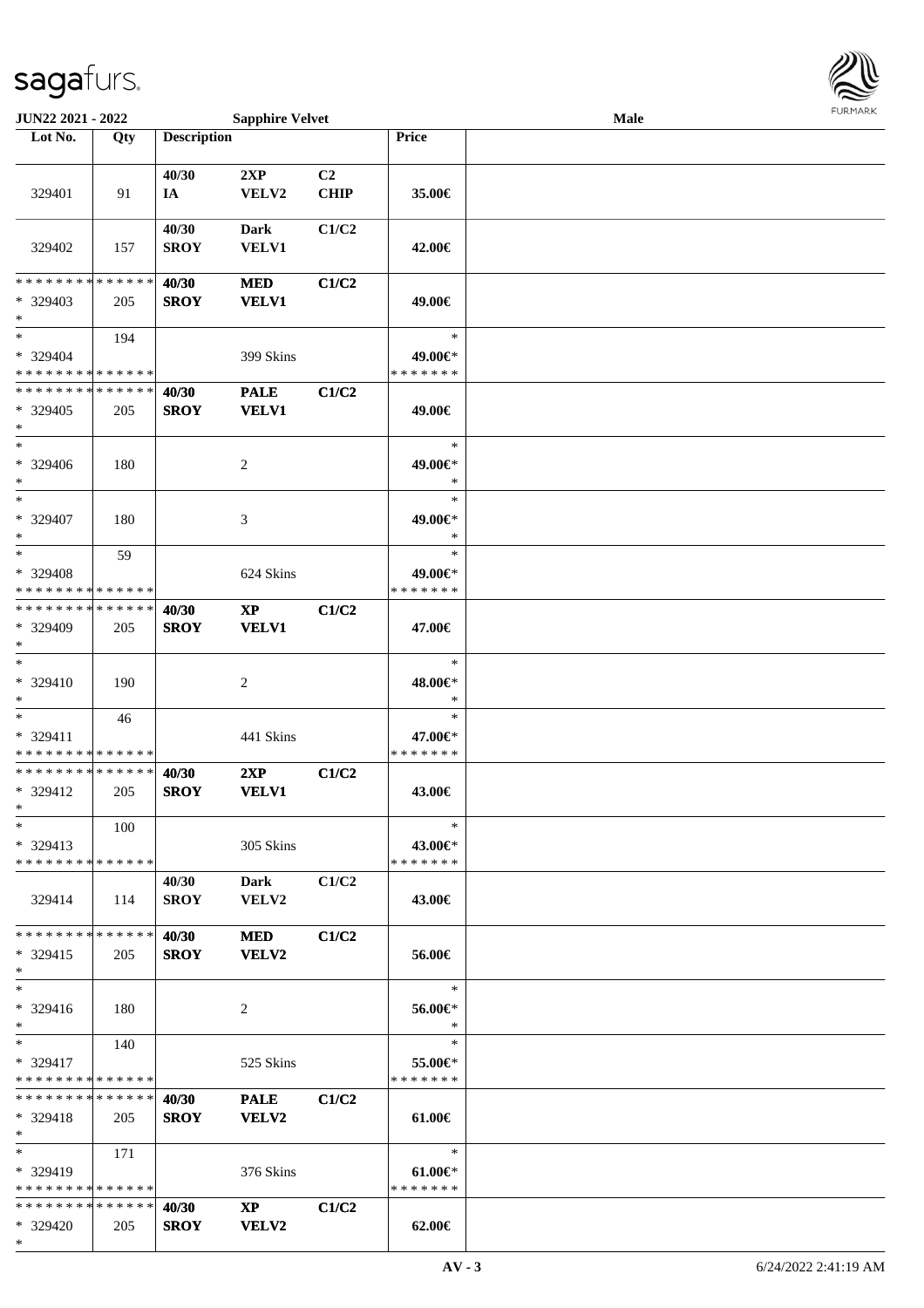| Lot No. | Qty | Description | | | Price | |
|---|---|---|---|---|---|---|
| 329401 | 91 | 40/30 IA | 2XP VELV2 | C2 CHIP | 35.00€ | |
| 329402 | 157 | 40/30 SROY | Dark VELV1 | C1/C2 | 42.00€ | |
| * * * * * * * * * * * * * * * 329403 * | 205 | 40/30 SROY | MED VELV1 | C1/C2 | 49.00€ | |
| * * 329404 * * * * * * * * * * * * * * | 194 | | 399 Skins | | * 49.00€* * * * * * * * | |
| * * * * * * * * * * * * * * * 329405 * | 205 | 40/30 SROY | PALE VELV1 | C1/C2 | 49.00€ | |
| * * 329406 * | 180 | | 2 | | * 49.00€* * | |
| * * 329407 * | 180 | | 3 | | * 49.00€* * | |
| * * 329408 * * * * * * * * * * * * * * | 59 | | 624 Skins | | * 49.00€* * * * * * * * | |
| * * * * * * * * * * * * * * * 329409 * | 205 | 40/30 SROY | XP VELV1 | C1/C2 | 47.00€ | |
| * * 329410 * | 190 | | 2 | | * 48.00€* * | |
| * * 329411 * * * * * * * * * * * * * * | 46 | | 441 Skins | | * 47.00€* * * * * * * * | |
| * * * * * * * * * * * * * * * 329412 * | 205 | 40/30 SROY | 2XP VELV1 | C1/C2 | 43.00€ | |
| * * 329413 * * * * * * * * * * * * * * | 100 | | 305 Skins | | * 43.00€* * * * * * * * | |
| 329414 | 114 | 40/30 SROY | Dark VELV2 | C1/C2 | 43.00€ | |
| * * * * * * * * * * * * * * * 329415 * | 205 | 40/30 SROY | MED VELV2 | C1/C2 | 56.00€ | |
| * * 329416 * | 180 | | 2 | | * 56.00€* * | |
| * * 329417 * * * * * * * * * * * * * * | 140 | | 525 Skins | | * 55.00€* * * * * * * * | |
| * * * * * * * * * * * * * * * 329418 * | 205 | 40/30 SROY | PALE VELV2 | C1/C2 | 61.00€ | |
| * * 329419 * * * * * * * * * * * * * * | 171 | | 376 Skins | | * 61.00€* * * * * * * * | |
| * * * * * * * * * * * * * * * 329420 * | 205 | 40/30 SROY | XP VELV2 | C1/C2 | 62.00€ | |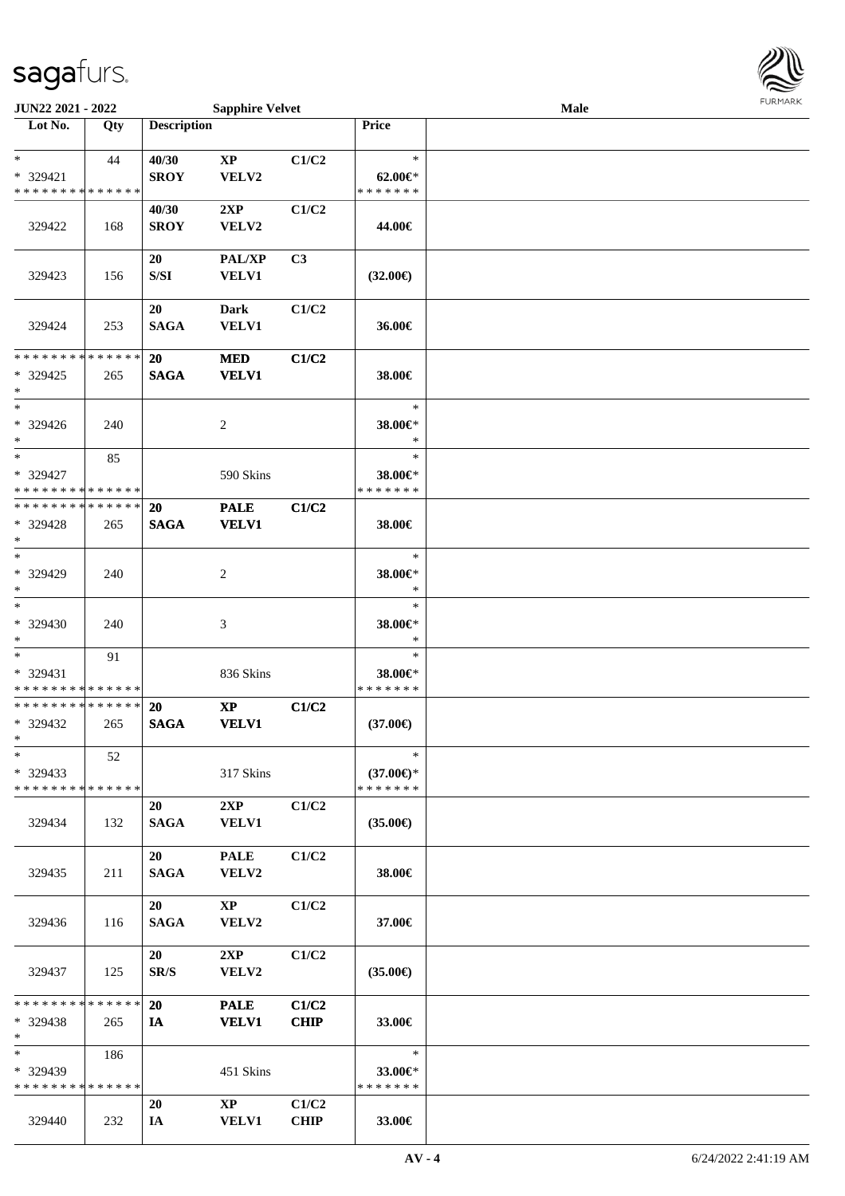**JUN22 2021 - 2022** **Sapphire Velvet** **Male**

| Lot No. | Qty | Description | | | Price | |
|---|---|---|---|---|---|---|
| * | 44 | 40/30 | XP | C1/C2 | * | |
| * 329421 | | SROY | VELV2 | | 62.00€* | |
| * * * * * * * * * * * * * * | | | | | * * * * * * * | |
| | | 40/30 | 2XP | C1/C2 | | |
| 329422 | 168 | SROY | VELV2 | | 44.00€ | |
| | | 20 | PAL/XP | C3 | | |
| 329423 | 156 | S/SI | VELV1 | | (32.00€) | |
| | | 20 | Dark | C1/C2 | | |
| 329424 | 253 | SAGA | VELV1 | | 36.00€ | |
| * * * * * * * * * * * * * * | | 20 | MED | C1/C2 | | |
| * 329425 | 265 | SAGA | VELV1 | | 38.00€ | |
| * | | | | | | |
| * | | | | | * | |
| * 329426 | 240 | | 2 | | 38.00€* | |
| * | | | | | * | |
| * | 85 | | | | * | |
| * 329427 | | | 590 Skins | | 38.00€* | |
| * * * * * * * * * * * * * * | | | | | * * * * * * * | |
| * * * * * * * * * * * * * * | | 20 | PALE | C1/C2 | | |
| * 329428 | 265 | SAGA | VELV1 | | 38.00€ | |
| * | | | | | | |
| * | | | | | * | |
| * 329429 | 240 | | 2 | | 38.00€* | |
| * | | | | | * | |
| * | | | | | * | |
| * 329430 | 240 | | 3 | | 38.00€* | |
| * | | | | | * | |
| * | 91 | | | | * | |
| * 329431 | | | 836 Skins | | 38.00€* | |
| * * * * * * * * * * * * * * | | | | | * * * * * * * | |
| * * * * * * * * * * * * * * | | 20 | XP | C1/C2 | | |
| * 329432 | 265 | SAGA | VELV1 | | (37.00€) | |
| * | | | | | | |
| * | 52 | | | | * | |
| * 329433 | | | 317 Skins | | (37.00€)* | |
| * * * * * * * * * * * * * * | | | | | * * * * * * * | |
| | | 20 | 2XP | C1/C2 | | |
| 329434 | 132 | SAGA | VELV1 | | (35.00€) | |
| | | 20 | PALE | C1/C2 | | |
| 329435 | 211 | SAGA | VELV2 | | 38.00€ | |
| | | 20 | XP | C1/C2 | | |
| 329436 | 116 | SAGA | VELV2 | | 37.00€ | |
| | | 20 | 2XP | C1/C2 | | |
| 329437 | 125 | SR/S | VELV2 | | (35.00€) | |
| * * * * * * * * * * * * * * | | 20 | PALE | C1/C2 | | |
| * 329438 | 265 | IA | VELV1 | CHIP | 33.00€ | |
| * | | | | | | |
| * | 186 | | | | * | |
| * 329439 | | | 451 Skins | | 33.00€* | |
| * * * * * * * * * * * * * * | | | | | * * * * * * * | |
| | | 20 | XP | C1/C2 | | |
| 329440 | 232 | IA | VELV1 | CHIP | 33.00€ | |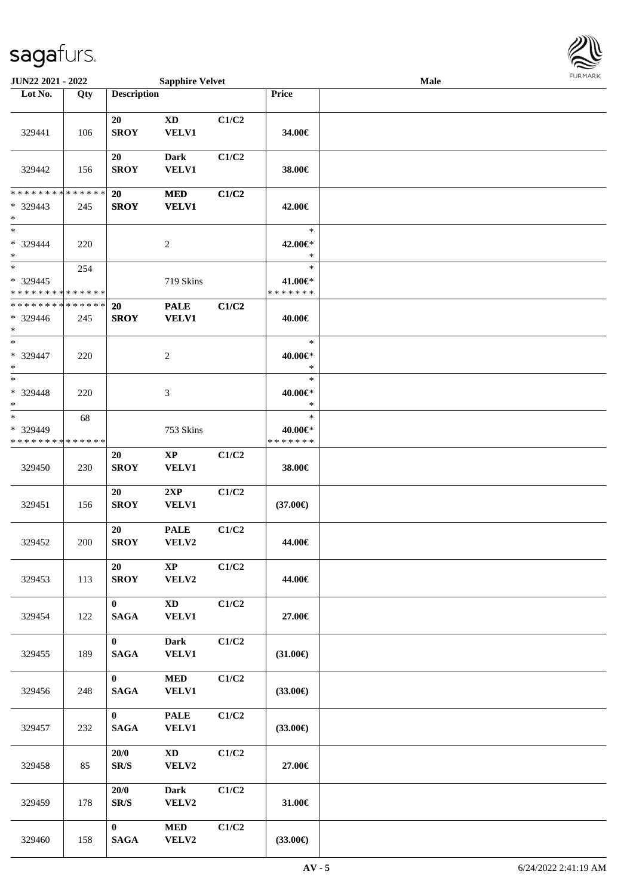**JUN22 2021 - 2022** **Sapphire Velvet** **Male**

| Lot No. | Qty | Description | | | Price | |
|---|---|---|---|---|---|---|
| 329441 | 106 | 20 SROY | XD VELV1 | C1/C2 | 34.00€ | |
| 329442 | 156 | 20 SROY | Dark VELV1 | C1/C2 | 38.00€ | |
| * * * * * * * * * * * * * * * 329443 * | 245 | 20 SROY | MED VELV1 | C1/C2 | 42.00€ | |
| * * 329444 * | 220 | | 2 | | * 42.00€* * | |
| * * 329445 * * * * * * * * * * * * * * | 254 | | 719 Skins | | * 41.00€* * * * * * * * | |
| * * * * * * * * * * * * * * * 329446 * | 245 | 20 SROY | PALE VELV1 | C1/C2 | 40.00€ | |
| * * 329447 * | 220 | | 2 | | * 40.00€* * | |
| * * 329448 * | 220 | | 3 | | * 40.00€* * | |
| * * 329449 * * * * * * * * * * * * * * | 68 | | 753 Skins | | * 40.00€* * * * * * * * | |
| 329450 | 230 | 20 SROY | XP VELV1 | C1/C2 | 38.00€ | |
| 329451 | 156 | 20 SROY | 2XP VELV1 | C1/C2 | (37.00€) | |
| 329452 | 200 | 20 SROY | PALE VELV2 | C1/C2 | 44.00€ | |
| 329453 | 113 | 20 SROY | XP VELV2 | C1/C2 | 44.00€ | |
| 329454 | 122 | 0 SAGA | XD VELV1 | C1/C2 | 27.00€ | |
| 329455 | 189 | 0 SAGA | Dark VELV1 | C1/C2 | (31.00€) | |
| 329456 | 248 | 0 SAGA | MED VELV1 | C1/C2 | (33.00€) | |
| 329457 | 232 | 0 SAGA | PALE VELV1 | C1/C2 | (33.00€) | |
| 329458 | 85 | 20/0 SR/S | XD VELV2 | C1/C2 | 27.00€ | |
| 329459 | 178 | 20/0 SR/S | Dark VELV2 | C1/C2 | 31.00€ | |
| 329460 | 158 | 0 SAGA | MED VELV2 | C1/C2 | (33.00€) | |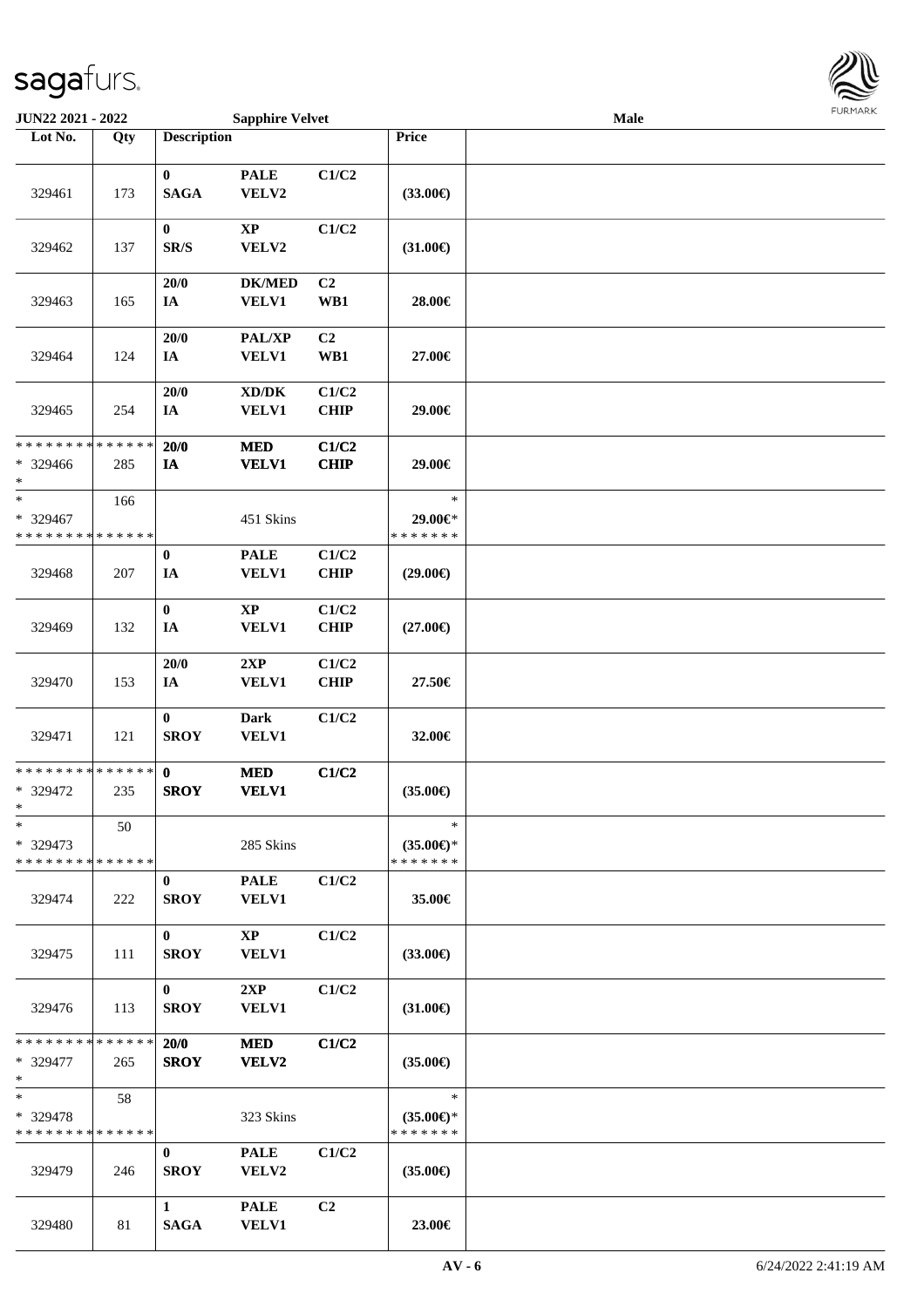| Lot No. | Qty | Description | | | Price | |
|---|---|---|---|---|---|---|
| 329461 | 173 | 0 SAGA | PALE VELV2 | C1/C2 | (33.00€) | |
| 329462 | 137 | 0 SR/S | XP VELV2 | C1/C2 | (31.00€) | |
| 329463 | 165 | 20/0 IA | DK/MED VELV1 | C2 WB1 | 28.00€ | |
| 329464 | 124 | 20/0 IA | PAL/XP VELV1 | C2 WB1 | 27.00€ | |
| 329465 | 254 | 20/0 IA | XD/DK VELV1 | C1/C2 CHIP | 29.00€ | |
| * * * * * * * * * * * * * * * 329466 * | 285 | **20/0 IA** | **MED VELV1** | **C1/C2 CHIP** | 29.00€ | |
| * * 329467 * * * * * * * * * * * * * * | 166 | | 451 Skins | | * 29.00€* * * * * * * * | |
| 329468 | 207 | 0 IA | PALE VELV1 | C1/C2 CHIP | (29.00€) | |
| 329469 | 132 | 0 IA | XP VELV1 | C1/C2 CHIP | (27.00€) | |
| 329470 | 153 | 20/0 IA | 2XP VELV1 | C1/C2 CHIP | 27.50€ | |
| 329471 | 121 | 0 SROY | Dark VELV1 | C1/C2 | 32.00€ | |
| * * * * * * * * * * * * * * * 329472 * | 235 | **0 SROY** | **MED VELV1** | **C1/C2** | (35.00€) | |
| * * 329473 * * * * * * * * * * * * * * | 50 | | 285 Skins | | * (35.00€)* * * * * * * * | |
| 329474 | 222 | 0 SROY | PALE VELV1 | C1/C2 | 35.00€ | |
| 329475 | 111 | 0 SROY | XP VELV1 | C1/C2 | (33.00€) | |
| 329476 | 113 | 0 SROY | 2XP VELV1 | C1/C2 | (31.00€) | |
| * * * * * * * * * * * * * * * 329477 * | 265 | **20/0 SROY** | **MED VELV2** | **C1/C2** | (35.00€) | |
| * * 329478 * * * * * * * * * * * * * * | 58 | | 323 Skins | | * (35.00€)* * * * * * * * | |
| 329479 | 246 | 0 SROY | PALE VELV2 | C1/C2 | (35.00€) | |
| 329480 | 81 | 1 SAGA | PALE VELV1 | C2 | 23.00€ | |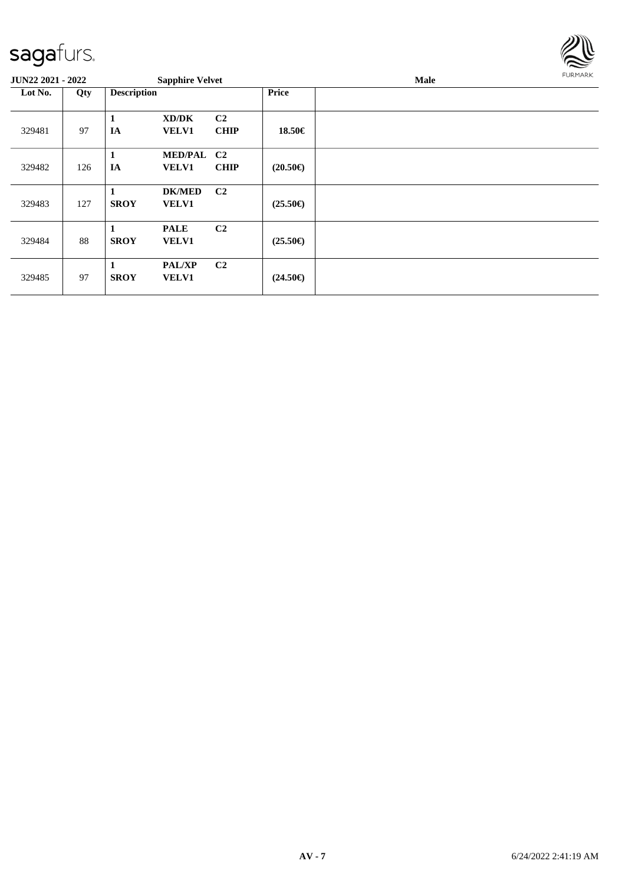| JUN22 2021 - 2022 | | Sapphire Velvet | | | | Male |
|---|---|---|---|---|---|---|
| **Lot No.** | **Qty** | **Description** | | | **Price** | |
| 329481 | 97 | **1** **IA** | **XD/DK** **VELV1** | **C2** **CHIP** | **18.50€** | |
| 329482 | 126 | **1** **IA** | **MED/PAL** **VELV1** | **C2** **CHIP** | **(20.50€)** | |
| 329483 | 127 | **1** **SROY** | **DK/MED** **VELV1** | **C2** | **(25.50€)** | |
| 329484 | 88 | **1** **SROY** | **PALE** **VELV1** | **C2** | **(25.50€)** | |
| 329485 | 97 | **1** **SROY** | **PAL/XP** **VELV1** | **C2** | **(24.50€)** | |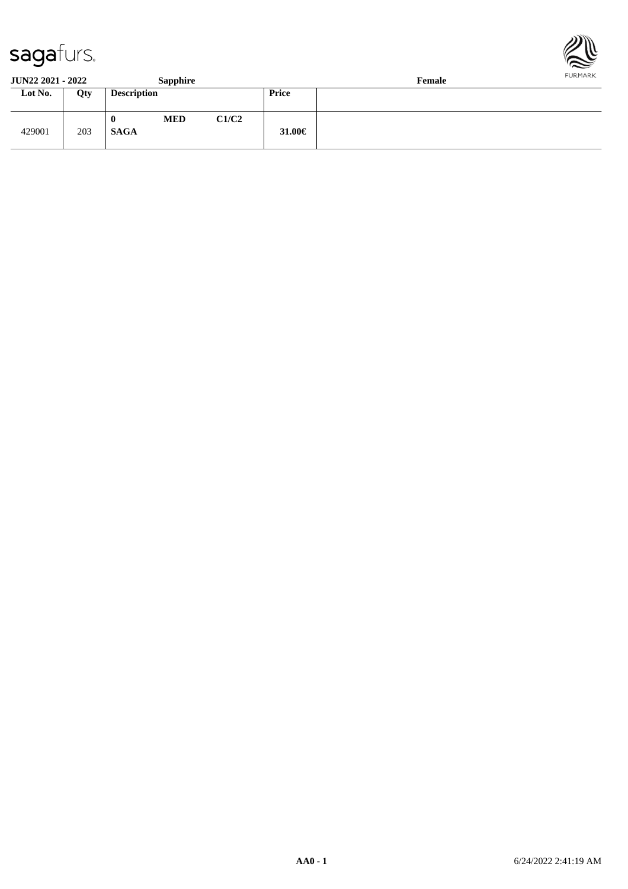**JUN22 2021 - 2022** **Sapphire** **Female**

| Lot No. | Qty | Description | | | Price | |
|---|---|---|---|---|---|---|
| 429001 | 203 | **0** **SAGA** | **MED** | **C1/C2** | **31.00€** | |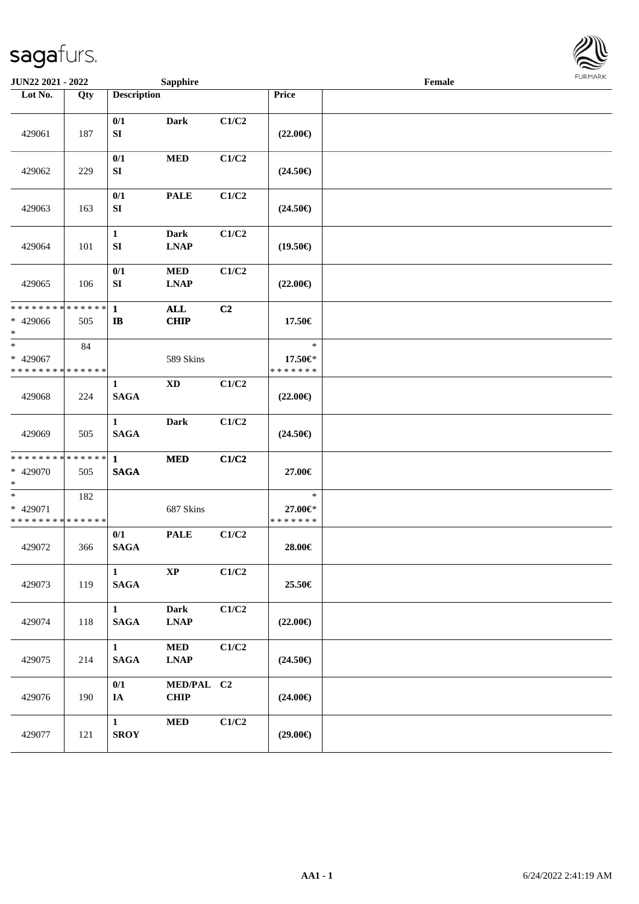JUN22 2021 - 2022 | Sapphire | Female

| Lot No. | Qty | Description | | | Price | |
|---|---|---|---|---|---|---|
| 429061 | 187 | 0/1 SI | Dark | C1/C2 | (22.00€) | |
| 429062 | 229 | 0/1 SI | MED | C1/C2 | (24.50€) | |
| 429063 | 163 | 0/1 SI | PALE | C1/C2 | (24.50€) | |
| 429064 | 101 | 1 SI | Dark LNAP | C1/C2 | (19.50€) | |
| 429065 | 106 | 0/1 SI | MED LNAP | C1/C2 | (22.00€) | |
| * * * * * * * * * * * * * * <br>* 429066<br>* | 505 | 1 IB | ALL CHIP | C2 | 17.50€ | |
| * <br>* 429067<br>* * * * * * * * * * * * * * | 84 | | 589 Skins | | * <br>17.50€* <br>* * * * * * * | |
| 429068 | 224 | 1 SAGA | XD | C1/C2 | (22.00€) | |
| 429069 | 505 | 1 SAGA | Dark | C1/C2 | (24.50€) | |
| * * * * * * * * * * * * * * <br>* 429070<br>* | 505 | 1 SAGA | MED | C1/C2 | 27.00€ | |
| * <br>* 429071<br>* * * * * * * * * * * * * * | 182 | | 687 Skins | | * <br>27.00€* <br>* * * * * * * | |
| 429072 | 366 | 0/1 SAGA | PALE | C1/C2 | 28.00€ | |
| 429073 | 119 | 1 SAGA | XP | C1/C2 | 25.50€ | |
| 429074 | 118 | 1 SAGA | Dark LNAP | C1/C2 | (22.00€) | |
| 429075 | 214 | 1 SAGA | MED LNAP | C1/C2 | (24.50€) | |
| 429076 | 190 | 0/1 IA | MED/PAL CHIP | C2 | (24.00€) | |
| 429077 | 121 | 1 SROY | MED | C1/C2 | (29.00€) | |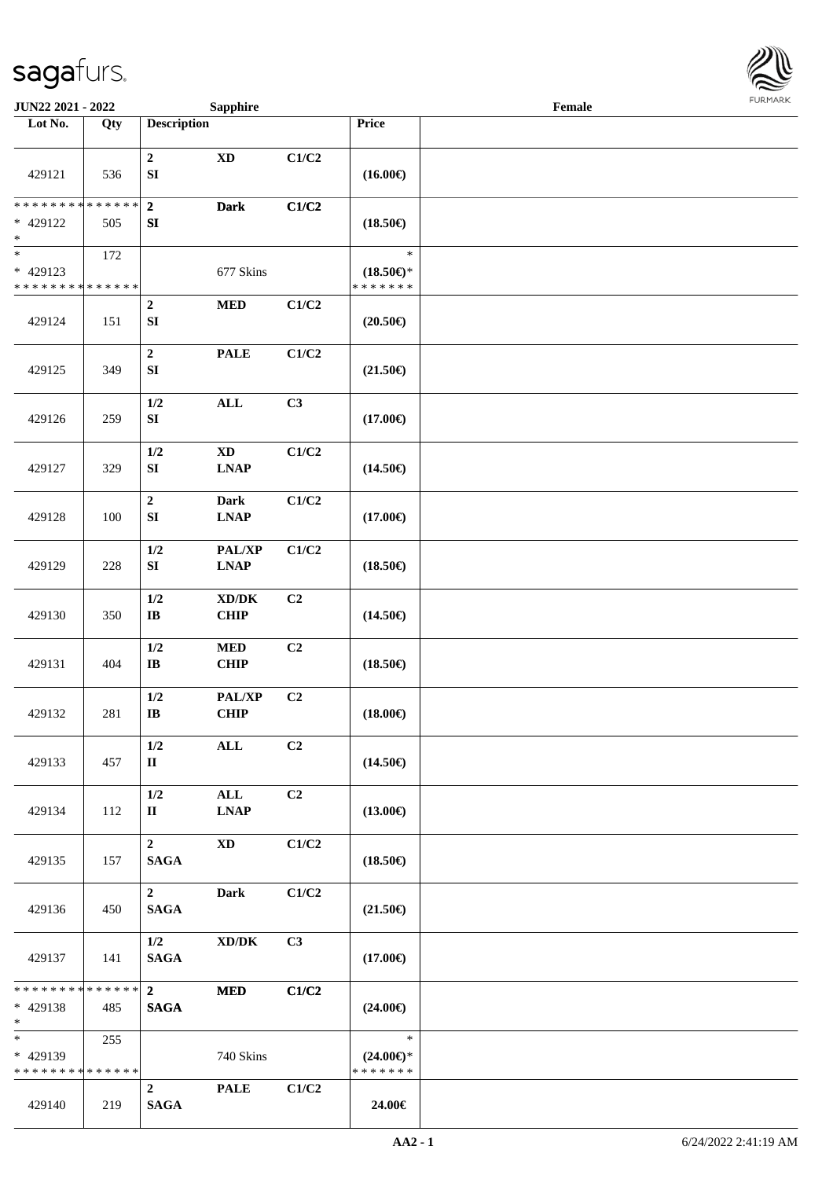sagafurs.

**JUN22 2021 - 2022** **Sapphire** **Female**

| Lot No. | Qty | Description | | | Price | |
|---|---|---|---|---|---|---|
| 429121 | 536 | 2 SI | XD | C1/C2 | (16.00€) | |
| * * * * * * * * * * * * * * * 429122 * | 505 | 2 SI | Dark | C1/C2 | (18.50€) | |
| * * 429123 * * * * * * * * * * * * * * | 172 | | 677 Skins | | * (18.50€)* * * * * * * * | |
| 429124 | 151 | 2 SI | MED | C1/C2 | (20.50€) | |
| 429125 | 349 | 2 SI | PALE | C1/C2 | (21.50€) | |
| 429126 | 259 | 1/2 SI | ALL | C3 | (17.00€) | |
| 429127 | 329 | 1/2 SI | XD LNAP | C1/C2 | (14.50€) | |
| 429128 | 100 | 2 SI | Dark LNAP | C1/C2 | (17.00€) | |
| 429129 | 228 | 1/2 SI | PAL/XP LNAP | C1/C2 | (18.50€) | |
| 429130 | 350 | 1/2 IB | XD/DK CHIP | C2 | (14.50€) | |
| 429131 | 404 | 1/2 IB | MED CHIP | C2 | (18.50€) | |
| 429132 | 281 | 1/2 IB | PAL/XP CHIP | C2 | (18.00€) | |
| 429133 | 457 | 1/2 II | ALL | C2 | (14.50€) | |
| 429134 | 112 | 1/2 II | ALL LNAP | C2 | (13.00€) | |
| 429135 | 157 | 2 SAGA | XD | C1/C2 | (18.50€) | |
| 429136 | 450 | 2 SAGA | Dark | C1/C2 | (21.50€) | |
| 429137 | 141 | 1/2 SAGA | XD/DK | C3 | (17.00€) | |
| * * * * * * * * * * * * * * * 429138 * | 485 | 2 SAGA | MED | C1/C2 | (24.00€) | |
| * * 429139 * * * * * * * * * * * * * * | 255 | | 740 Skins | | * (24.00€)* * * * * * * * | |
| 429140 | 219 | 2 SAGA | PALE | C1/C2 | 24.00€ | |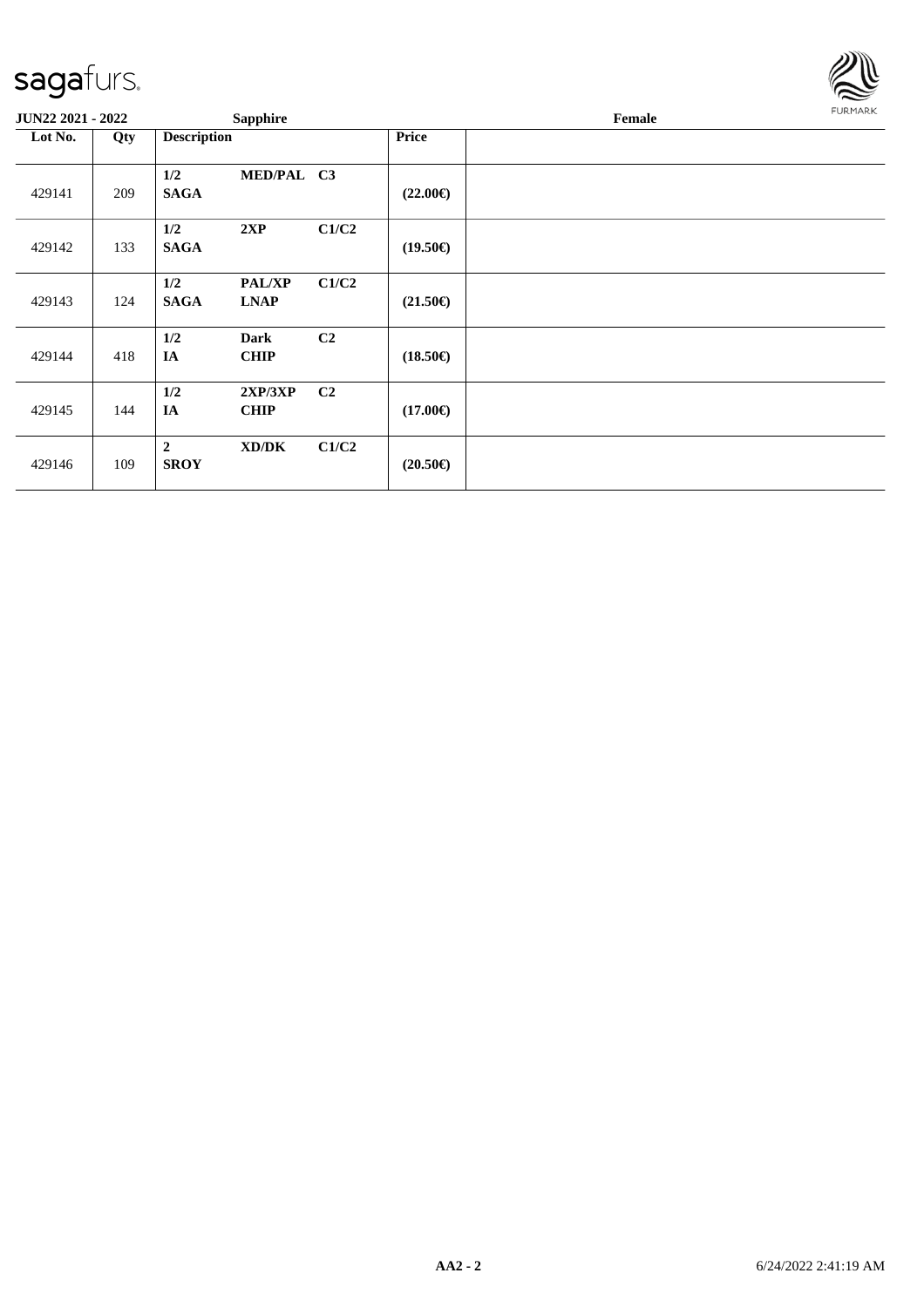| JUN22 2021 - 2022 | | Sapphire | | | | Female |
|---|---|---|---|---|---|---|
| **Lot No.** | **Qty** | **Description** | | | **Price** | |
| 429141 | 209 | **1/2** **SAGA** | **MED/PAL** | **C3** | **(22.00€)** | |
| 429142 | 133 | **1/2** **SAGA** | **2XP** | **C1/C2** | **(19.50€)** | |
| 429143 | 124 | **1/2** **SAGA** | **PAL/XP** **LNAP** | **C1/C2** | **(21.50€)** | |
| 429144 | 418 | **1/2** **IA** | **Dark** **CHIP** | **C2** | **(18.50€)** | |
| 429145 | 144 | **1/2** **IA** | **2XP/3XP** **CHIP** | **C2** | **(17.00€)** | |
| 429146 | 109 | **2** **SROY** | **XD/DK** | **C1/C2** | **(20.50€)** | |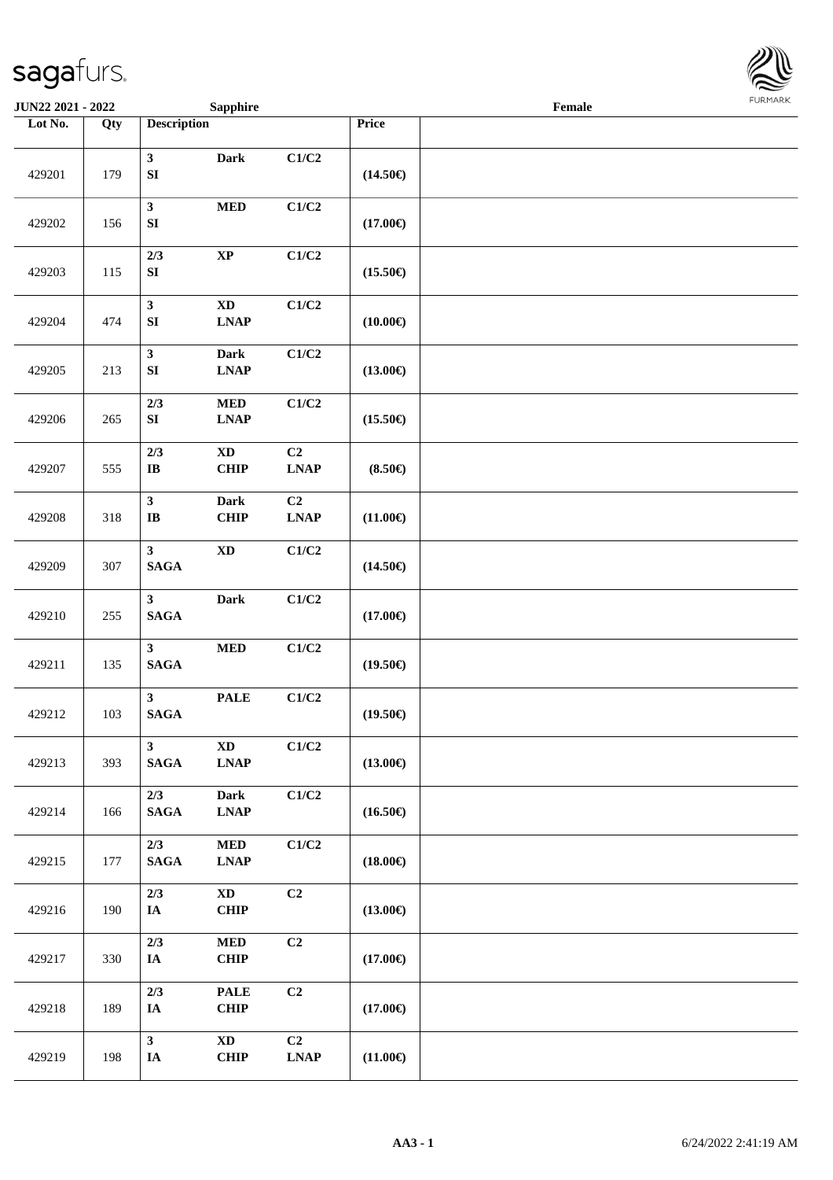JUN22 2021 - 2022 | Sapphire | Female

| Lot No. | Qty | Description | | | Price | |
|---|---|---|---|---|---|---|
| 429201 | 179 | 3 SI | Dark | C1/C2 | (14.50€) | |
| 429202 | 156 | 3 SI | MED | C1/C2 | (17.00€) | |
| 429203 | 115 | 2/3 SI | XP | C1/C2 | (15.50€) | |
| 429204 | 474 | 3 SI | XD LNAP | C1/C2 | (10.00€) | |
| 429205 | 213 | 3 SI | Dark LNAP | C1/C2 | (13.00€) | |
| 429206 | 265 | 2/3 SI | MED LNAP | C1/C2 | (15.50€) | |
| 429207 | 555 | 2/3 IB | XD CHIP | C2 LNAP | (8.50€) | |
| 429208 | 318 | 3 IB | Dark CHIP | C2 LNAP | (11.00€) | |
| 429209 | 307 | 3 SAGA | XD | C1/C2 | (14.50€) | |
| 429210 | 255 | 3 SAGA | Dark | C1/C2 | (17.00€) | |
| 429211 | 135 | 3 SAGA | MED | C1/C2 | (19.50€) | |
| 429212 | 103 | 3 SAGA | PALE | C1/C2 | (19.50€) | |
| 429213 | 393 | 3 SAGA | XD LNAP | C1/C2 | (13.00€) | |
| 429214 | 166 | 2/3 SAGA | Dark LNAP | C1/C2 | (16.50€) | |
| 429215 | 177 | 2/3 SAGA | MED LNAP | C1/C2 | (18.00€) | |
| 429216 | 190 | 2/3 IA | XD CHIP | C2 | (13.00€) | |
| 429217 | 330 | 2/3 IA | MED CHIP | C2 | (17.00€) | |
| 429218 | 189 | 2/3 IA | PALE CHIP | C2 | (17.00€) | |
| 429219 | 198 | 3 IA | XD CHIP | C2 LNAP | (11.00€) | |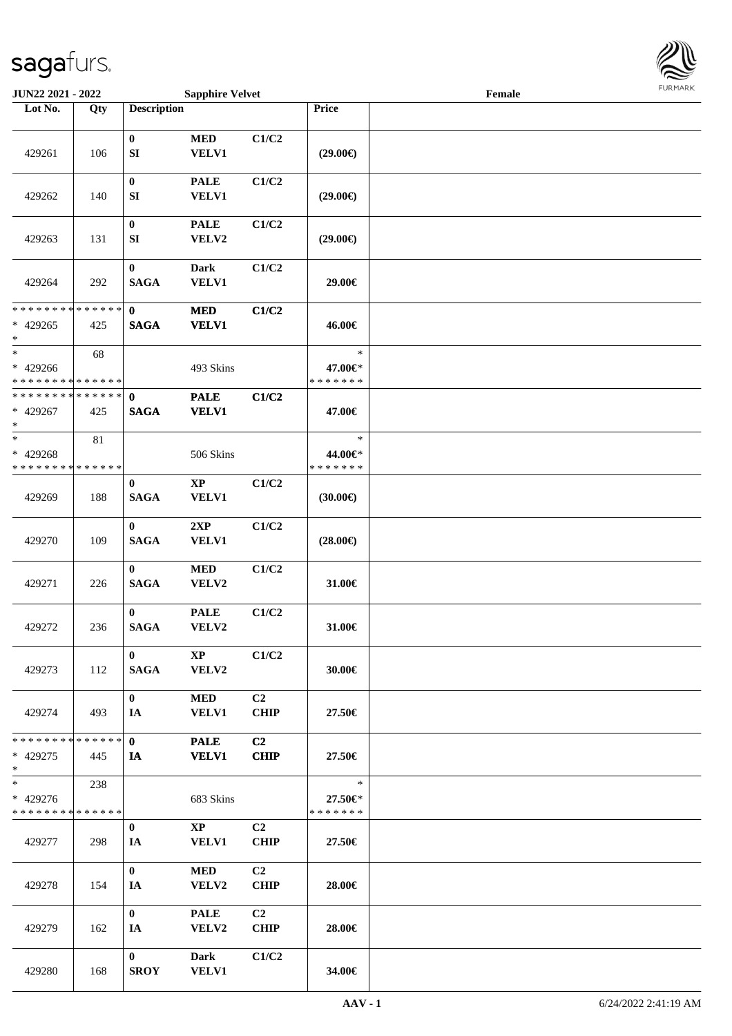JUN22 2021 - 2022 | Sapphire Velvet | Female

| Lot No. | Qty | Description | | | Price | |
|---|---|---|---|---|---|---|
| 429261 | 106 | 0<br>SI | MED<br>VELV1 | C1/C2 | (29.00€) | |
| 429262 | 140 | 0<br>SI | PALE<br>VELV1 | C1/C2 | (29.00€) | |
| 429263 | 131 | 0<br>SI | PALE<br>VELV2 | C1/C2 | (29.00€) | |
| 429264 | 292 | 0<br>SAGA | Dark<br>VELV1 | C1/C2 | 29.00€ | |
| * * * * * * * * * * * * * *<br>* 429265<br>* | 425 | 0<br>SAGA | MED<br>VELV1 | C1/C2 | 46.00€ | |
| *<br>* 429266<br>* * * * * * * * * * * * * * | 68 | | 493 Skins | | *<br>47.00€*<br>* * * * * * * | |
| * * * * * * * * * * * * * *<br>* 429267<br>* | 425 | 0<br>SAGA | PALE<br>VELV1 | C1/C2 | 47.00€ | |
| *<br>* 429268<br>* * * * * * * * * * * * * * | 81 | | 506 Skins | | *<br>44.00€*<br>* * * * * * * | |
| 429269 | 188 | 0<br>SAGA | XP<br>VELV1 | C1/C2 | (30.00€) | |
| 429270 | 109 | 0<br>SAGA | 2XP<br>VELV1 | C1/C2 | (28.00€) | |
| 429271 | 226 | 0<br>SAGA | MED<br>VELV2 | C1/C2 | 31.00€ | |
| 429272 | 236 | 0<br>SAGA | PALE<br>VELV2 | C1/C2 | 31.00€ | |
| 429273 | 112 | 0<br>SAGA | XP<br>VELV2 | C1/C2 | 30.00€ | |
| 429274 | 493 | 0<br>IA | MED<br>VELV1 | C2<br>CHIP | 27.50€ | |
| * * * * * * * * * * * * * *<br>* 429275<br>* | 445 | 0<br>IA | PALE<br>VELV1 | C2<br>CHIP | 27.50€ | |
| *<br>* 429276<br>* * * * * * * * * * * * * * | 238 | | 683 Skins | | *<br>27.50€*<br>* * * * * * * | |
| 429277 | 298 | 0<br>IA | XP<br>VELV1 | C2<br>CHIP | 27.50€ | |
| 429278 | 154 | 0<br>IA | MED<br>VELV2 | C2<br>CHIP | 28.00€ | |
| 429279 | 162 | 0<br>IA | PALE<br>VELV2 | C2<br>CHIP | 28.00€ | |
| 429280 | 168 | 0<br>SROY | Dark<br>VELV1 | C1/C2 | 34.00€ | |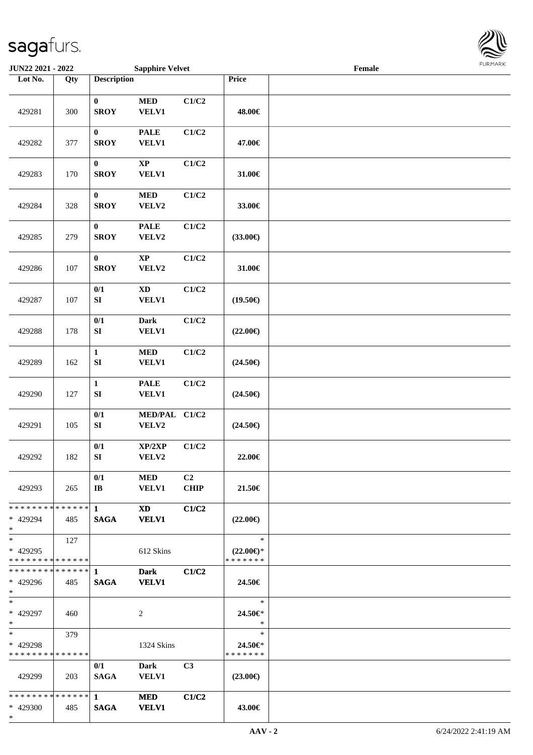JUN22 2021 - 2022 | Sapphire Velvet | Female

| Lot No. | Qty | Description | | | Price | |
|---|---|---|---|---|---|---|
| 429281 | 300 | 0 SROY | MED VELV1 | C1/C2 | 48.00€ | |
| 429282 | 377 | 0 SROY | PALE VELV1 | C1/C2 | 47.00€ | |
| 429283 | 170 | 0 SROY | XP VELV1 | C1/C2 | 31.00€ | |
| 429284 | 328 | 0 SROY | MED VELV2 | C1/C2 | 33.00€ | |
| 429285 | 279 | 0 SROY | PALE VELV2 | C1/C2 | (33.00€) | |
| 429286 | 107 | 0 SROY | XP VELV2 | C1/C2 | 31.00€ | |
| 429287 | 107 | 0/1 SI | XD VELV1 | C1/C2 | (19.50€) | |
| 429288 | 178 | 0/1 SI | Dark VELV1 | C1/C2 | (22.00€) | |
| 429289 | 162 | 1 SI | MED VELV1 | C1/C2 | (24.50€) | |
| 429290 | 127 | 1 SI | PALE VELV1 | C1/C2 | (24.50€) | |
| 429291 | 105 | 0/1 SI | MED/PAL VELV2 | C1/C2 | (24.50€) | |
| 429292 | 182 | 0/1 SI | XP/2XP VELV2 | C1/C2 | 22.00€ | |
| 429293 | 265 | 0/1 IB | MED VELV1 | C2 CHIP | 21.50€ | |
| * * * * * * * * * * * * * * * 429294 * | 485 | 1 SAGA | XD VELV1 | C1/C2 | (22.00€) | |
| * * 429295 * * * * * * * * * * * * * * | 127 | | 612 Skins | | * (22.00€)* * * * * * * * | |
| * * * * * * * * * * * * * * * 429296 * | 485 | 1 SAGA | Dark VELV1 | C1/C2 | 24.50€ | |
| * * 429297 * | 460 | | 2 | | * 24.50€* * | |
| * * 429298 * * * * * * * * * * * * * * | 379 | | 1324 Skins | | * 24.50€* * * * * * * * | |
| 429299 | 203 | 0/1 SAGA | Dark VELV1 | C3 | (23.00€) | |
| * * * * * * * * * * * * * * * 429300 * | 485 | 1 SAGA | MED VELV1 | C1/C2 | 43.00€ | |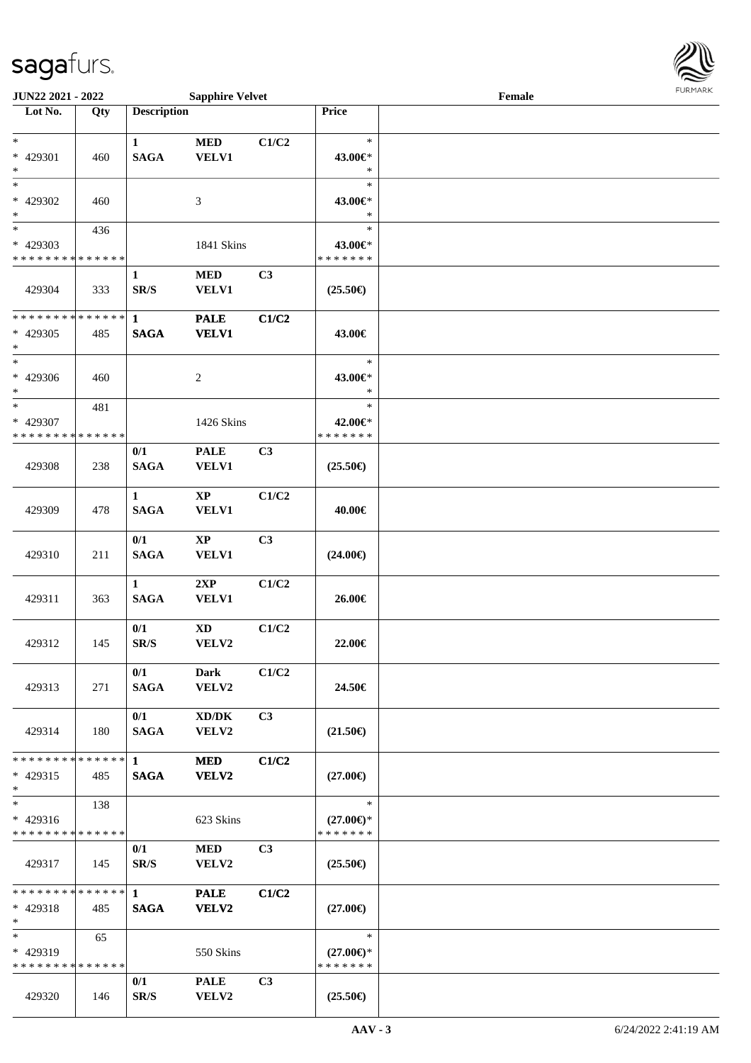**JUN22 2021 - 2022** | **Sapphire Velvet** | **Female**

| Lot No. | Qty | Description | | | Price | |
|---|---|---|---|---|---|---|
| * <br> * 429301 <br> * | 460 | 1 <br> SAGA | MED <br> VELV1 | C1/C2 | * <br> 43.00€* <br> * | |
| * <br> * 429302 <br> * | 460 | | 3 | | * <br> 43.00€* <br> * | |
| * <br> * 429303 <br> * * * * * * * * * * * * * * | 436 | | 1841 Skins | | * <br> 43.00€* <br> * * * * * * * | |
| 429304 | 333 | 1 <br> SR/S | MED <br> VELV1 | C3 | (25.50€) | |
| * * * * * * * * * * * * * * <br> * 429305 <br> * | 485 | 1 <br> SAGA | PALE <br> VELV1 | C1/C2 | 43.00€ | |
| * <br> * 429306 <br> * | 460 | | 2 | | * <br> 43.00€* <br> * | |
| * <br> * 429307 <br> * * * * * * * * * * * * * * | 481 | | 1426 Skins | | * <br> 42.00€* <br> * * * * * * * | |
| 429308 | 238 | 0/1 <br> SAGA | PALE <br> VELV1 | C3 | (25.50€) | |
| 429309 | 478 | 1 <br> SAGA | XP <br> VELV1 | C1/C2 | 40.00€ | |
| 429310 | 211 | 0/1 <br> SAGA | XP <br> VELV1 | C3 | (24.00€) | |
| 429311 | 363 | 1 <br> SAGA | 2XP <br> VELV1 | C1/C2 | 26.00€ | |
| 429312 | 145 | 0/1 <br> SR/S | XD <br> VELV2 | C1/C2 | 22.00€ | |
| 429313 | 271 | 0/1 <br> SAGA | Dark <br> VELV2 | C1/C2 | 24.50€ | |
| 429314 | 180 | 0/1 <br> SAGA | XD/DK <br> VELV2 | C3 | (21.50€) | |
| * * * * * * * * * * * * * * <br> * 429315 <br> * | 485 | 1 <br> SAGA | MED <br> VELV2 | C1/C2 | (27.00€) | |
| * <br> * 429316 <br> * * * * * * * * * * * * * * | 138 | | 623 Skins | | * <br> (27.00€)* <br> * * * * * * * | |
| 429317 | 145 | 0/1 <br> SR/S | MED <br> VELV2 | C3 | (25.50€) | |
| * * * * * * * * * * * * * * <br> * 429318 <br> * | 485 | 1 <br> SAGA | PALE <br> VELV2 | C1/C2 | (27.00€) | |
| * <br> * 429319 <br> * * * * * * * * * * * * * * | 65 | | 550 Skins | | * <br> (27.00€)* <br> * * * * * * * | |
| 429320 | 146 | 0/1 <br> SR/S | PALE <br> VELV2 | C3 | (25.50€) | |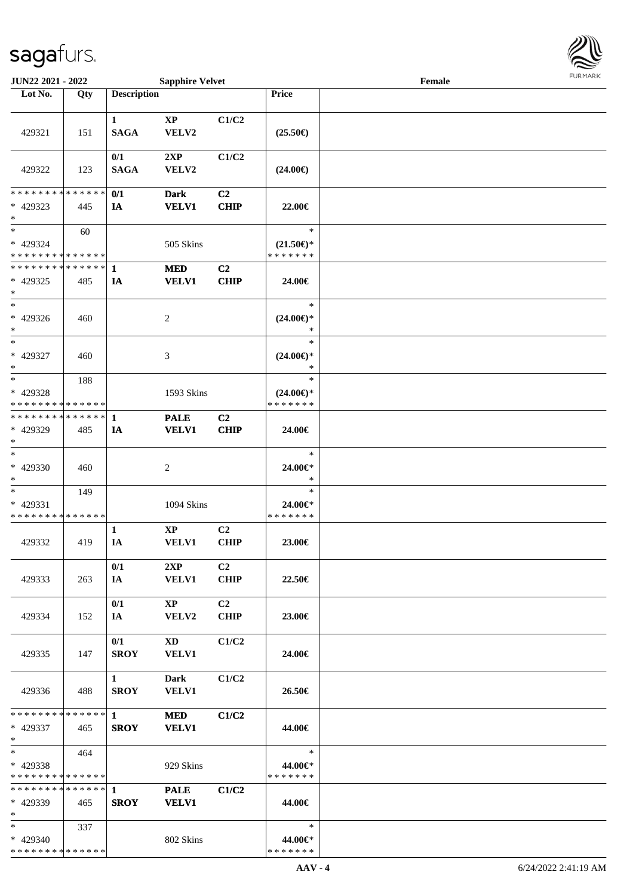JUN22 2021 - 2022 — Sapphire Velvet — Female

| Lot No. | Qty | Description | | | Price | |
|---|---|---|---|---|---|---|
| 429321 | 151 | 1 SAGA | XP VELV2 | C1/C2 | (25.50€) | |
| 429322 | 123 | 0/1 SAGA | 2XP VELV2 | C1/C2 | (24.00€) | |
| * * * * * * * * * * * * * * * 429323 * | 445 | 0/1 IA | Dark VELV1 | C2 CHIP | 22.00€ | |
| * * 429324 * * * * * * * * * * * * * * | 60 | | 505 Skins | | * (21.50€)* * * * * * * * | |
| * * * * * * * * * * * * * * * 429325 * | 485 | 1 IA | MED VELV1 | C2 CHIP | 24.00€ | |
| * * 429326 * | 460 | | 2 | | * (24.00€)* * | |
| * * 429327 * | 460 | | 3 | | * (24.00€)* * | |
| * * 429328 * * * * * * * * * * * * * * | 188 | | 1593 Skins | | * (24.00€)* * * * * * * * | |
| * * * * * * * * * * * * * * * 429329 * | 485 | 1 IA | PALE VELV1 | C2 CHIP | 24.00€ | |
| * * 429330 * | 460 | | 2 | | * 24.00€* * | |
| * * 429331 * * * * * * * * * * * * * * | 149 | | 1094 Skins | | * 24.00€* * * * * * * * | |
| 429332 | 419 | 1 IA | XP VELV1 | C2 CHIP | 23.00€ | |
| 429333 | 263 | 0/1 IA | 2XP VELV1 | C2 CHIP | 22.50€ | |
| 429334 | 152 | 0/1 IA | XP VELV2 | C2 CHIP | 23.00€ | |
| 429335 | 147 | 0/1 SROY | XD VELV1 | C1/C2 | 24.00€ | |
| 429336 | 488 | 1 SROY | Dark VELV1 | C1/C2 | 26.50€ | |
| * * * * * * * * * * * * * * * 429337 * | 465 | 1 SROY | MED VELV1 | C1/C2 | 44.00€ | |
| * * 429338 * * * * * * * * * * * * * * | 464 | | 929 Skins | | * 44.00€* * * * * * * * | |
| * * * * * * * * * * * * * * * 429339 * | 465 | 1 SROY | PALE VELV1 | C1/C2 | 44.00€ | |
| * * 429340 * * * * * * * * * * * * * * | 337 | | 802 Skins | | * 44.00€* * * * * * * * | |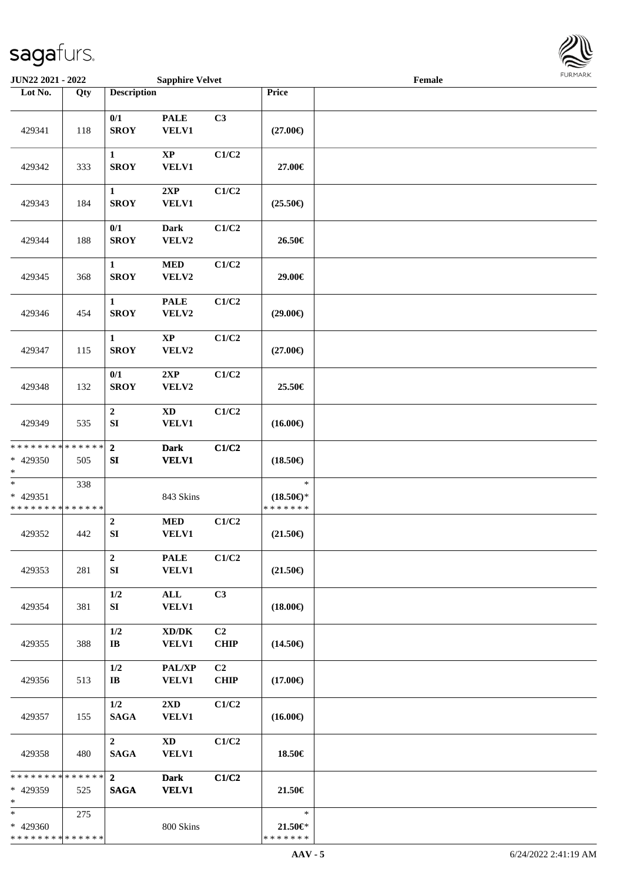| Lot No. | Qty | Description | | | Price | |
|---|---|---|---|---|---|---|
| 429341 | 118 | 0/1 SROY | PALE VELV1 | C3 | (27.00€) | |
| 429342 | 333 | 1 SROY | XP VELV1 | C1/C2 | 27.00€ | |
| 429343 | 184 | 1 SROY | 2XP VELV1 | C1/C2 | (25.50€) | |
| 429344 | 188 | 0/1 SROY | Dark VELV2 | C1/C2 | 26.50€ | |
| 429345 | 368 | 1 SROY | MED VELV2 | C1/C2 | 29.00€ | |
| 429346 | 454 | 1 SROY | PALE VELV2 | C1/C2 | (29.00€) | |
| 429347 | 115 | 1 SROY | XP VELV2 | C1/C2 | (27.00€) | |
| 429348 | 132 | 0/1 SROY | 2XP VELV2 | C1/C2 | 25.50€ | |
| 429349 | 535 | 2 SI | XD VELV1 | C1/C2 | (16.00€) | |
| * * * * * * * * * * * * * * * 429350 * | 505 | **2 SI** | **Dark VELV1** | **C1/C2** | (18.50€) | |
| * * 429351 * * * * * * * * * * * * * * | 338 | | 843 Skins | | * (18.50€)* * * * * * * * | |
| 429352 | 442 | 2 SI | MED VELV1 | C1/C2 | (21.50€) | |
| 429353 | 281 | 2 SI | PALE VELV1 | C1/C2 | (21.50€) | |
| 429354 | 381 | 1/2 SI | ALL VELV1 | C3 | (18.00€) | |
| 429355 | 388 | 1/2 IB | XD/DK VELV1 | C2 CHIP | (14.50€) | |
| 429356 | 513 | 1/2 IB | PAL/XP VELV1 | C2 CHIP | (17.00€) | |
| 429357 | 155 | 1/2 SAGA | 2XD VELV1 | C1/C2 | (16.00€) | |
| 429358 | 480 | 2 SAGA | XD VELV1 | C1/C2 | 18.50€ | |
| * * * * * * * * * * * * * * * 429359 * | 525 | **2 SAGA** | **Dark VELV1** | **C1/C2** | 21.50€ | |
| * * 429360 * * * * * * * * * * * * * * | 275 | | 800 Skins | | * 21.50€* * * * * * * * | |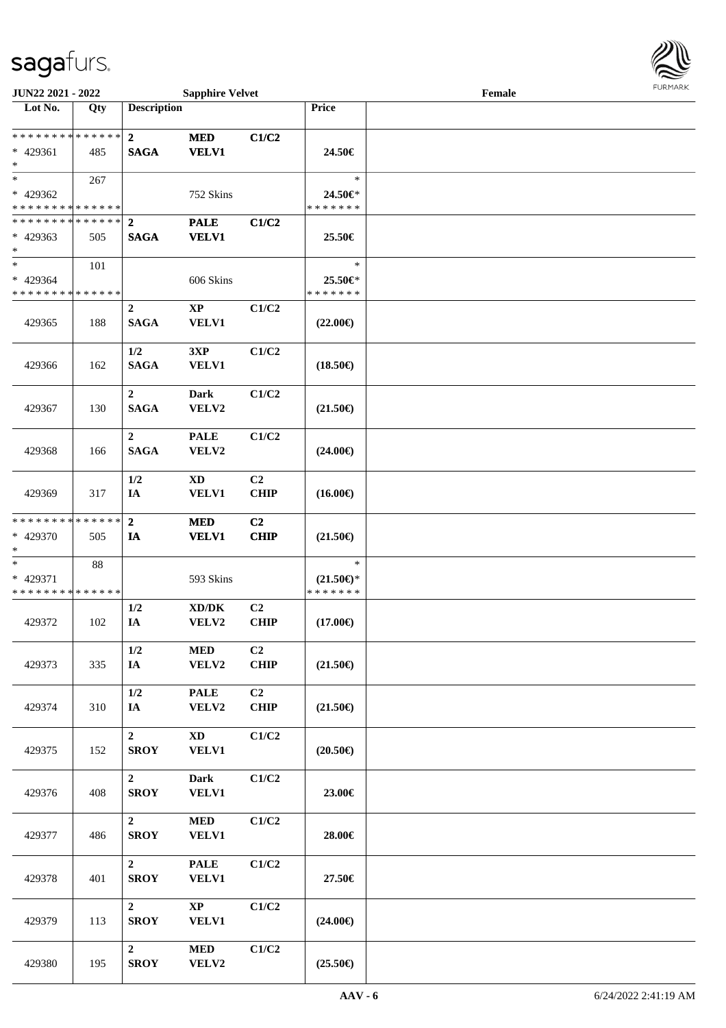**JUN22 2021 - 2022** **Sapphire Velvet** **Female**

| Lot No. | Qty | Description | | | Price | |
|---|---|---|---|---|---|---|
| * * * * * * * * * * * * * * | | **2** | **MED** | **C1/C2** | | |
| * 429361 | 485 | **SAGA** | **VELV1** | | **24.50€** | |
| * | | | | | | |
| * | 267 | | | | * | |
| * 429362 | | | 752 Skins | | **24.50€*** | |
| * * * * * * * * * * * * * * | | | | | * * * * * * * | |
| * * * * * * * * * * * * * * | | **2** | **PALE** | **C1/C2** | | |
| * 429363 | 505 | **SAGA** | **VELV1** | | **25.50€** | |
| * | | | | | | |
| * | 101 | | | | * | |
| * 429364 | | | 606 Skins | | **25.50€*** | |
| * * * * * * * * * * * * * * | | | | | * * * * * * * | |
| 429365 | 188 | **2** **SAGA** | **XP** **VELV1** | **C1/C2** | **(22.00€)** | |
| 429366 | 162 | **1/2** **SAGA** | **3XP** **VELV1** | **C1/C2** | **(18.50€)** | |
| 429367 | 130 | **2** **SAGA** | **Dark** **VELV2** | **C1/C2** | **(21.50€)** | |
| 429368 | 166 | **2** **SAGA** | **PALE** **VELV2** | **C1/C2** | **(24.00€)** | |
| 429369 | 317 | **1/2** **IA** | **XD** **VELV1** | **C2** **CHIP** | **(16.00€)** | |
| * * * * * * * * * * * * * * | | **2** | **MED** | **C2** | | |
| * 429370 | 505 | **IA** | **VELV1** | **CHIP** | **(21.50€)** | |
| * | | | | | | |
| * | 88 | | | | * | |
| * 429371 | | | 593 Skins | | **(21.50€)*** | |
| * * * * * * * * * * * * * * | | | | | * * * * * * * | |
| 429372 | 102 | **1/2** **IA** | **XD/DK** **VELV2** | **C2** **CHIP** | **(17.00€)** | |
| 429373 | 335 | **1/2** **IA** | **MED** **VELV2** | **C2** **CHIP** | **(21.50€)** | |
| 429374 | 310 | **1/2** **IA** | **PALE** **VELV2** | **C2** **CHIP** | **(21.50€)** | |
| 429375 | 152 | **2** **SROY** | **XD** **VELV1** | **C1/C2** | **(20.50€)** | |
| 429376 | 408 | **2** **SROY** | **Dark** **VELV1** | **C1/C2** | **23.00€** | |
| 429377 | 486 | **2** **SROY** | **MED** **VELV1** | **C1/C2** | **28.00€** | |
| 429378 | 401 | **2** **SROY** | **PALE** **VELV1** | **C1/C2** | **27.50€** | |
| 429379 | 113 | **2** **SROY** | **XP** **VELV1** | **C1/C2** | **(24.00€)** | |
| 429380 | 195 | **2** **SROY** | **MED** **VELV2** | **C1/C2** | **(25.50€)** | |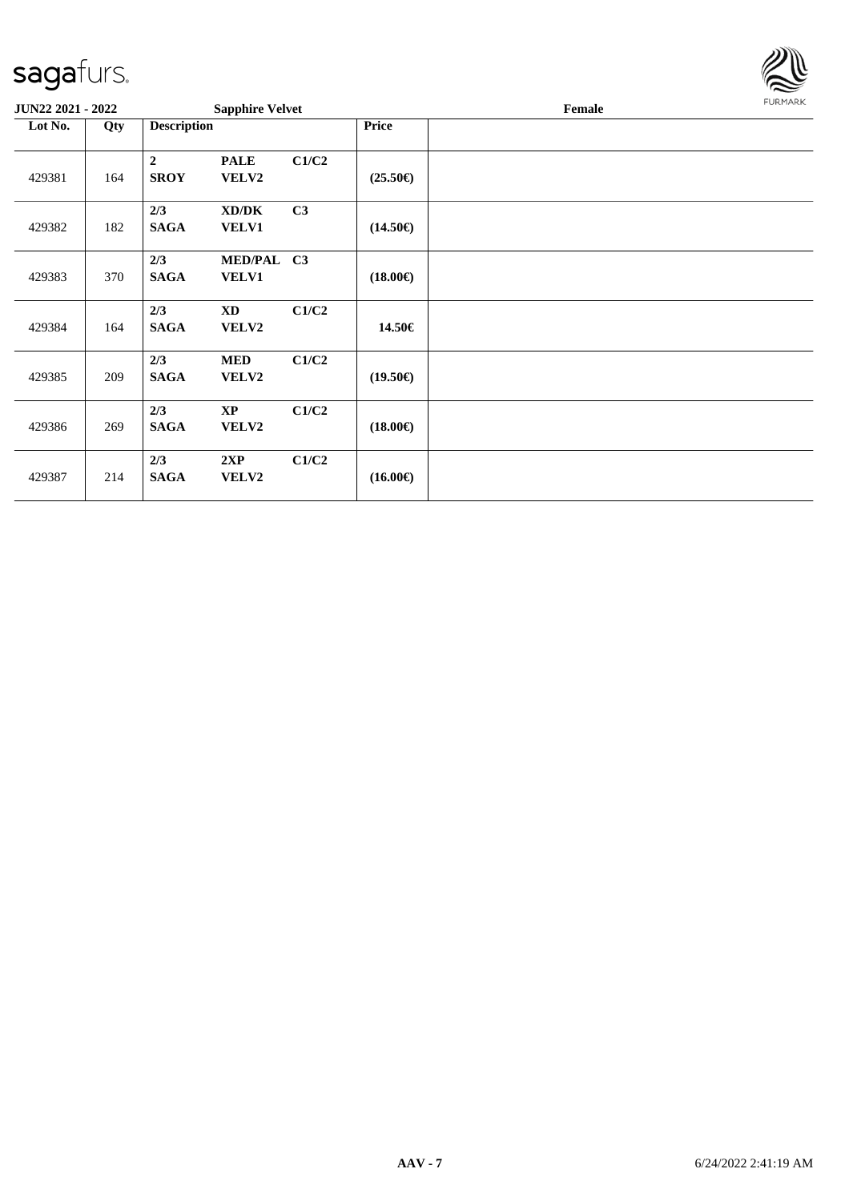sagafurs.

**JUN22 2021 - 2022** **Sapphire Velvet** **Female**

| Lot No. | Qty | Description | | | Price | |
|---|---|---|---|---|---|---|
| 429381 | 164 | **2** **SROY** | **PALE** **VELV2** | **C1/C2** | **(25.50€)** | |
| 429382 | 182 | **2/3** **SAGA** | **XD/DK** **VELV1** | **C3** | **(14.50€)** | |
| 429383 | 370 | **2/3** **SAGA** | **MED/PAL** **VELV1** | **C3** | **(18.00€)** | |
| 429384 | 164 | **2/3** **SAGA** | **XD** **VELV2** | **C1/C2** | **14.50€** | |
| 429385 | 209 | **2/3** **SAGA** | **MED** **VELV2** | **C1/C2** | **(19.50€)** | |
| 429386 | 269 | **2/3** **SAGA** | **XP** **VELV2** | **C1/C2** | **(18.00€)** | |
| 429387 | 214 | **2/3** **SAGA** | **2XP** **VELV2** | **C1/C2** | **(16.00€)** | |

**AAV - 7** 6/24/2022 2:41:19 AM